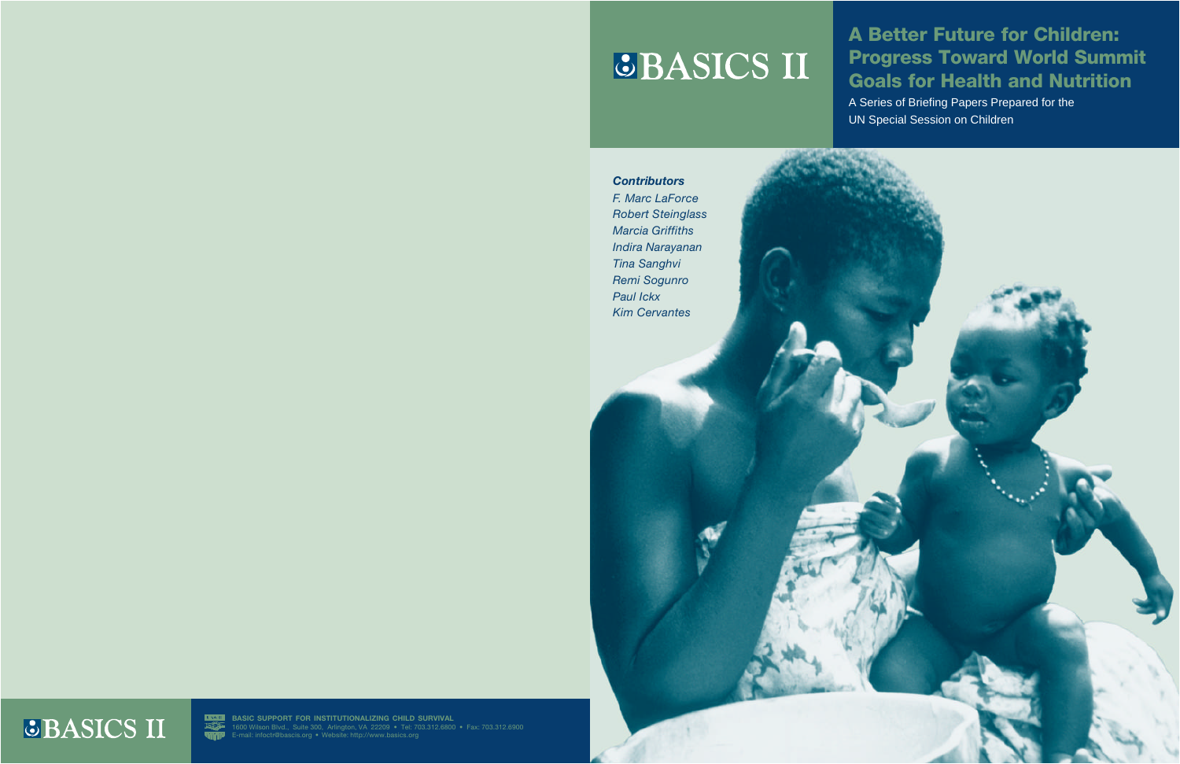# BASICS II

## A Better Future for Children: Progress Toward World Summit Goals for Health and Nutrition

A Series of Briefing Papers Prepared for the UN Special Session on Children

***Contributors***

*F. Marc LaForce*
*Robert Steinglass*
*Marcia Griffiths*
*Indira Narayanan*
*Tina Sanghvi*
*Remi Sogunro*
*Paul Ickx*
*Kim Cervantes*

BASICS II

**BASIC SUPPORT FOR INSTITUTIONALIZING CHILD SURVIVAL**
1600 Wilson Blvd., Suite 300, Arlington, VA 22209 • Tel: 703.312.6800 • Fax: 703.312.6900
E-mail: infoctr@bascis.org • Website: http://www.basics.org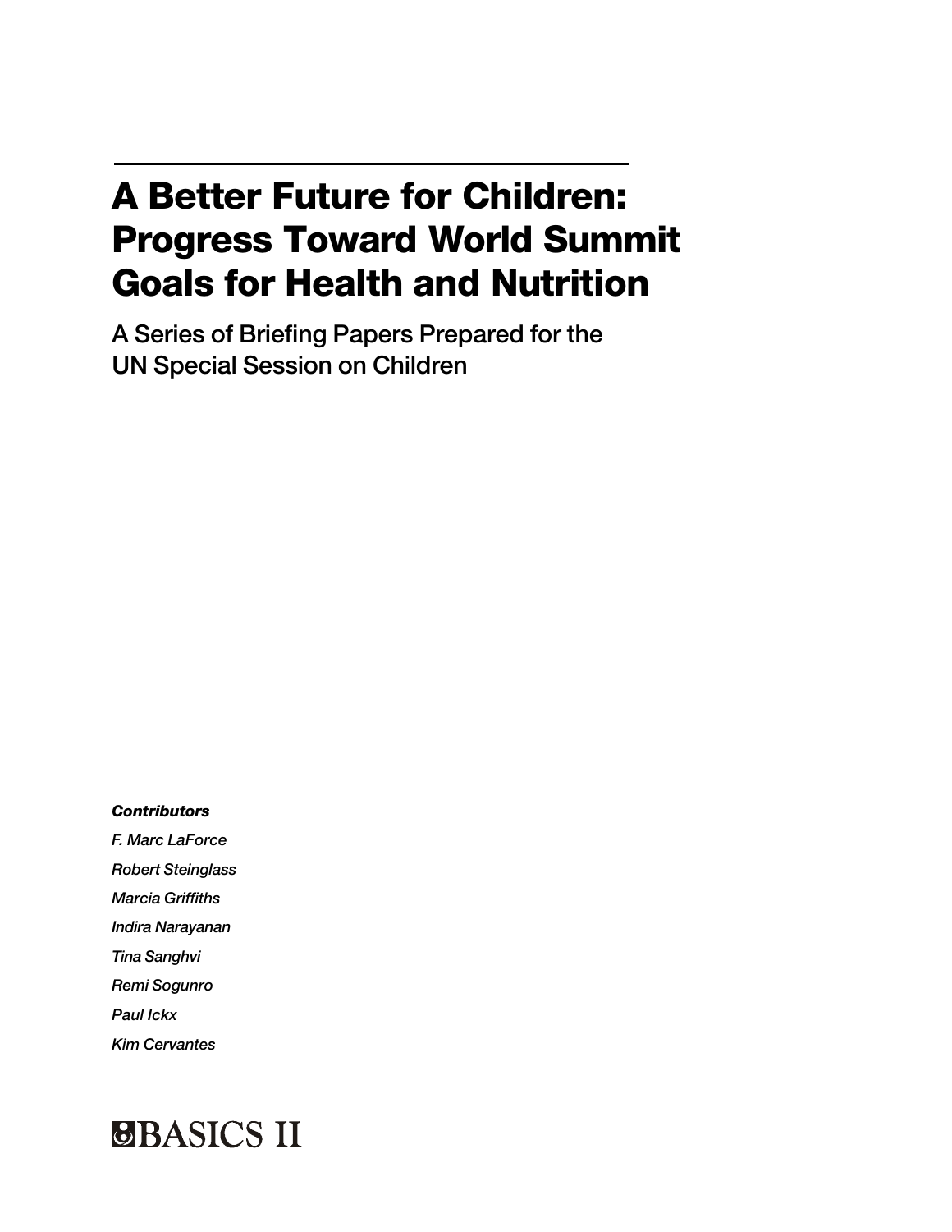# A Better Future for Children: Progress Toward World Summit Goals for Health and Nutrition

A Series of Briefing Papers Prepared for the UN Special Session on Children

***Contributors***

*F. Marc LaForce*

*Robert Steinglass*

*Marcia Griffiths*

*Indira Narayanan*

*Tina Sanghvi*

*Remi Sogunro*

*Paul Ickx*

*Kim Cervantes*

BASICS II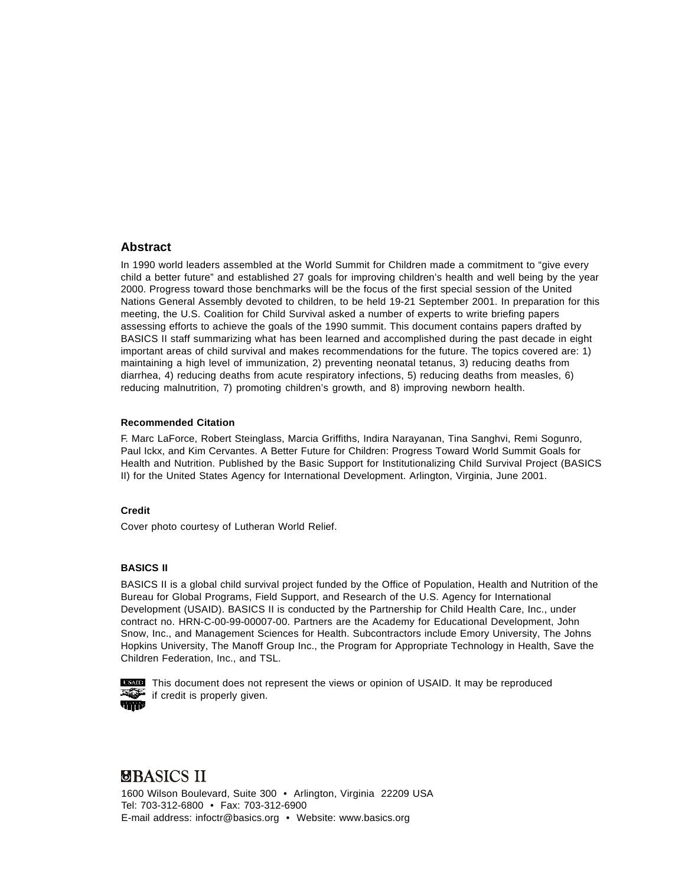## Abstract

In 1990 world leaders assembled at the World Summit for Children made a commitment to "give every child a better future" and established 27 goals for improving children's health and well being by the year 2000. Progress toward those benchmarks will be the focus of the first special session of the United Nations General Assembly devoted to children, to be held 19-21 September 2001. In preparation for this meeting, the U.S. Coalition for Child Survival asked a number of experts to write briefing papers assessing efforts to achieve the goals of the 1990 summit. This document contains papers drafted by BASICS II staff summarizing what has been learned and accomplished during the past decade in eight important areas of child survival and makes recommendations for the future. The topics covered are: 1) maintaining a high level of immunization, 2) preventing neonatal tetanus, 3) reducing deaths from diarrhea, 4) reducing deaths from acute respiratory infections, 5) reducing deaths from measles, 6) reducing malnutrition, 7) promoting children's growth, and 8) improving newborn health.

#### Recommended Citation

F. Marc LaForce, Robert Steinglass, Marcia Griffiths, Indira Narayanan, Tina Sanghvi, Remi Sogunro, Paul Ickx, and Kim Cervantes. A Better Future for Children: Progress Toward World Summit Goals for Health and Nutrition. Published by the Basic Support for Institutionalizing Child Survival Project (BASICS II) for the United States Agency for International Development. Arlington, Virginia, June 2001.

#### Credit

Cover photo courtesy of Lutheran World Relief.

#### BASICS II

BASICS II is a global child survival project funded by the Office of Population, Health and Nutrition of the Bureau for Global Programs, Field Support, and Research of the U.S. Agency for International Development (USAID). BASICS II is conducted by the Partnership for Child Health Care, Inc., under contract no. HRN-C-00-99-00007-00. Partners are the Academy for Educational Development, John Snow, Inc., and Management Sciences for Health. Subcontractors include Emory University, The Johns Hopkins University, The Manoff Group Inc., the Program for Appropriate Technology in Health, Save the Children Federation, Inc., and TSL.

This document does not represent the views or opinion of USAID. It may be reproduced if credit is properly given.

**BASICS II**

1600 Wilson Boulevard, Suite 300 • Arlington, Virginia 22209 USA
Tel: 703-312-6800 • Fax: 703-312-6900
E-mail address: infoctr@basics.org • Website: www.basics.org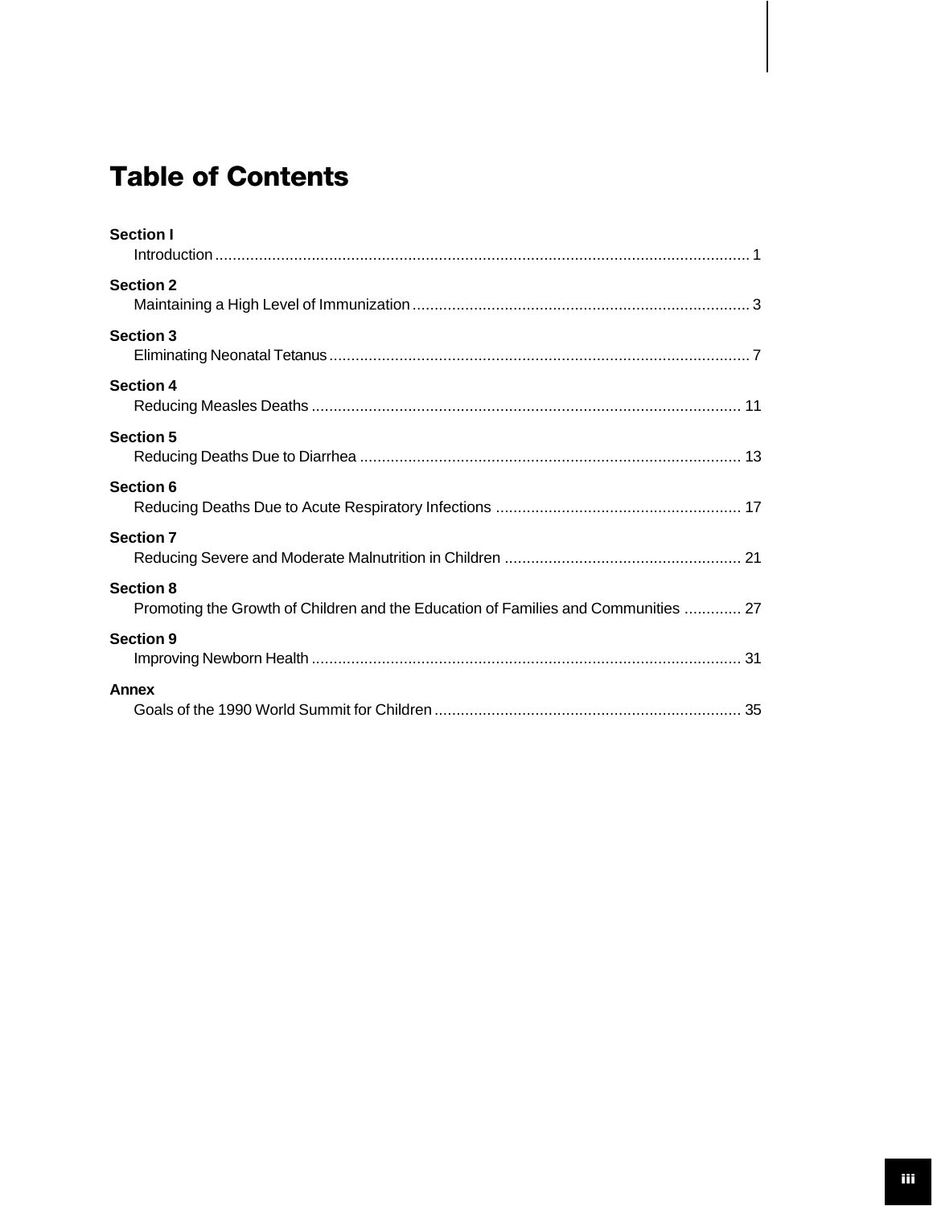# Table of Contents

**Section I**
Introduction .......... 1

**Section 2**
Maintaining a High Level of Immunization .......... 3

**Section 3**
Eliminating Neonatal Tetanus .......... 7

**Section 4**
Reducing Measles Deaths .......... 11

**Section 5**
Reducing Deaths Due to Diarrhea .......... 13

**Section 6**
Reducing Deaths Due to Acute Respiratory Infections .......... 17

**Section 7**
Reducing Severe and Moderate Malnutrition in Children .......... 21

**Section 8**
Promoting the Growth of Children and the Education of Families and Communities .......... 27

**Section 9**
Improving Newborn Health .......... 31

**Annex**
Goals of the 1990 World Summit for Children .......... 35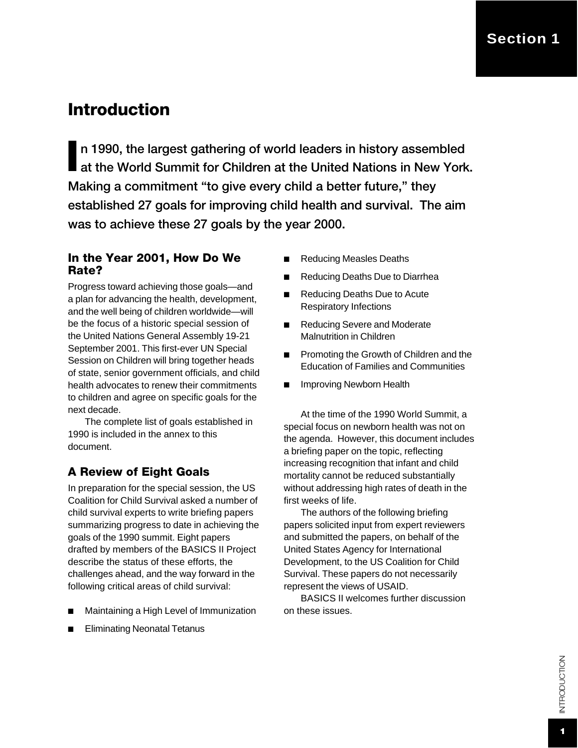# Introduction

**In 1990, the largest gathering of world leaders in history assembled at the World Summit for Children at the United Nations in New York. Making a commitment "to give every child a better future," they established 27 goals for improving child health and survival. The aim was to achieve these 27 goals by the year 2000.**

## In the Year 2001, How Do We Rate?

Progress toward achieving those goals—and a plan for advancing the health, development, and the well being of children worldwide—will be the focus of a historic special session of the United Nations General Assembly 19-21 September 2001. This first-ever UN Special Session on Children will bring together heads of state, senior government officials, and child health advocates to renew their commitments to children and agree on specific goals for the next decade.

The complete list of goals established in 1990 is included in the annex to this document.

## A Review of Eight Goals

In preparation for the special session, the US Coalition for Child Survival asked a number of child survival experts to write briefing papers summarizing progress to date in achieving the goals of the 1990 summit. Eight papers drafted by members of the BASICS II Project describe the status of these efforts, the challenges ahead, and the way forward in the following critical areas of child survival:

- Maintaining a High Level of Immunization
- Eliminating Neonatal Tetanus
- Reducing Measles Deaths
- Reducing Deaths Due to Diarrhea
- Reducing Deaths Due to Acute Respiratory Infections
- Reducing Severe and Moderate Malnutrition in Children
- Promoting the Growth of Children and the Education of Families and Communities
- Improving Newborn Health

At the time of the 1990 World Summit, a special focus on newborn health was not on the agenda. However, this document includes a briefing paper on the topic, reflecting increasing recognition that infant and child mortality cannot be reduced substantially without addressing high rates of death in the first weeks of life.

The authors of the following briefing papers solicited input from expert reviewers and submitted the papers, on behalf of the United States Agency for International Development, to the US Coalition for Child Survival. These papers do not necessarily represent the views of USAID.

BASICS II welcomes further discussion on these issues.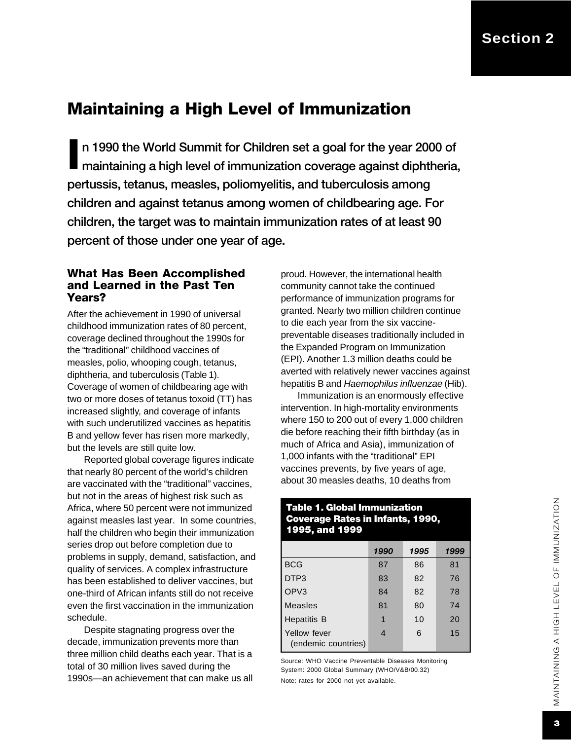# Maintaining a High Level of Immunization

**In 1990 the World Summit for Children set a goal for the year 2000 of maintaining a high level of immunization coverage against diphtheria, pertussis, tetanus, measles, poliomyelitis, and tuberculosis among children and against tetanus among women of childbearing age. For children, the target was to maintain immunization rates of at least 90 percent of those under one year of age.**

## What Has Been Accomplished and Learned in the Past Ten Years?

After the achievement in 1990 of universal childhood immunization rates of 80 percent, coverage declined throughout the 1990s for the "traditional" childhood vaccines of measles, polio, whooping cough, tetanus, diphtheria, and tuberculosis (Table 1). Coverage of women of childbearing age with two or more doses of tetanus toxoid (TT) has increased slightly, and coverage of infants with such underutilized vaccines as hepatitis B and yellow fever has risen more markedly, but the levels are still quite low.

Reported global coverage figures indicate that nearly 80 percent of the world's children are vaccinated with the "traditional" vaccines, but not in the areas of highest risk such as Africa, where 50 percent were not immunized against measles last year. In some countries, half the children who begin their immunization series drop out before completion due to problems in supply, demand, satisfaction, and quality of services. A complex infrastructure has been established to deliver vaccines, but one-third of African infants still do not receive even the first vaccination in the immunization schedule.

Despite stagnating progress over the decade, immunization prevents more than three million child deaths each year. That is a total of 30 million lives saved during the 1990s—an achievement that can make us all proud. However, the international health community cannot take the continued performance of immunization programs for granted. Nearly two million children continue to die each year from the six vaccine-preventable diseases traditionally included in the Expanded Program on Immunization (EPI). Another 1.3 million deaths could be averted with relatively newer vaccines against hepatitis B and *Haemophilus influenzae* (Hib).

Immunization is an enormously effective intervention. In high-mortality environments where 150 to 200 out of every 1,000 children die before reaching their fifth birthday (as in much of Africa and Asia), immunization of 1,000 infants with the "traditional" EPI vaccines prevents, by five years of age, about 30 measles deaths, 10 deaths from

**Table 1. Global Immunization Coverage Rates in Infants, 1990, 1995, and 1999**

| | *1990* | *1995* | *1999* |
|---|---|---|---|
| BCG | 87 | 86 | 81 |
| DTP3 | 83 | 82 | 76 |
| OPV3 | 84 | 82 | 78 |
| Measles | 81 | 80 | 74 |
| Hepatitis B | 1 | 10 | 20 |
| Yellow fever (endemic countries) | 4 | 6 | 15 |

Source: WHO Vaccine Preventable Diseases Monitoring System: 2000 Global Summary (WHO/V&B/00.32)

Note: rates for 2000 not yet available.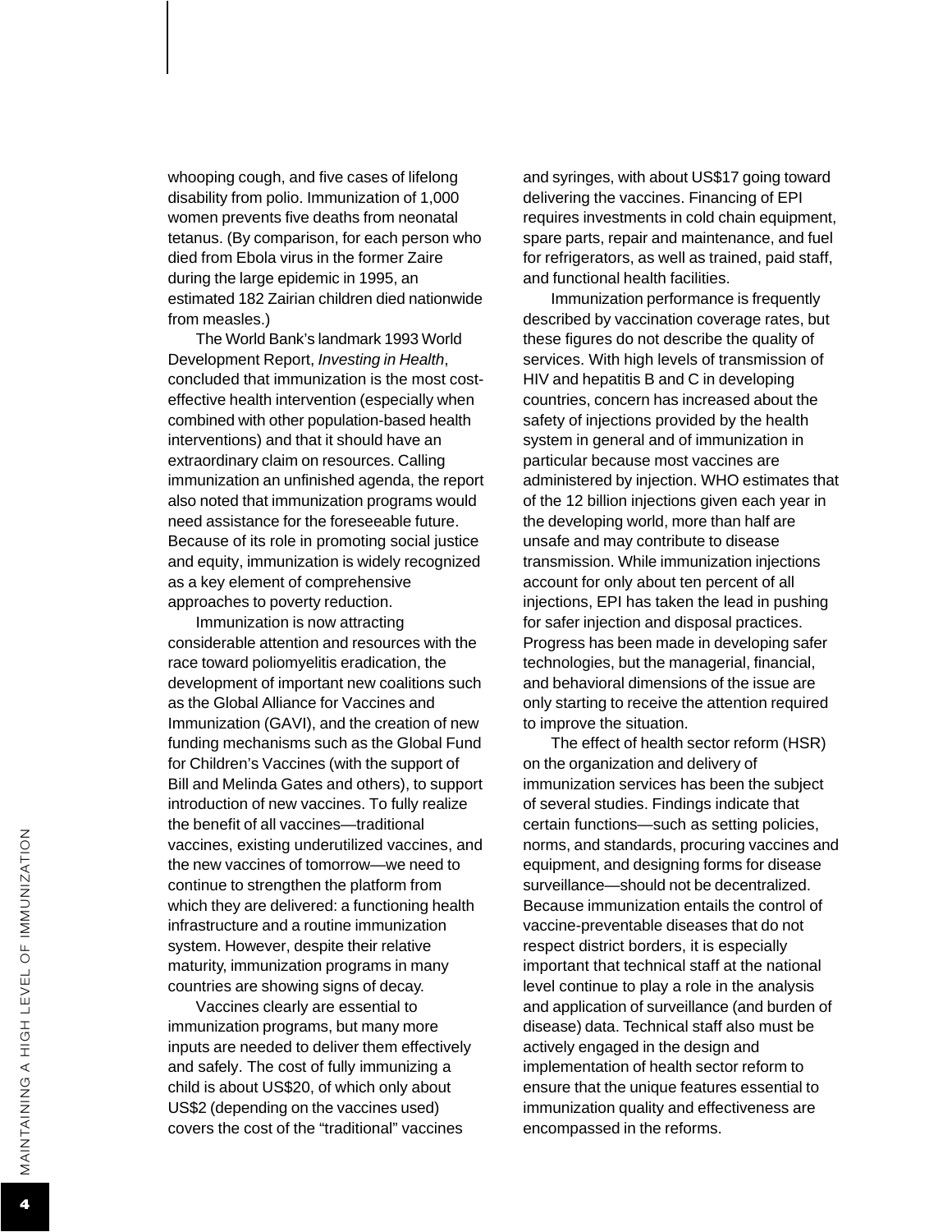whooping cough, and five cases of lifelong disability from polio. Immunization of 1,000 women prevents five deaths from neonatal tetanus. (By comparison, for each person who died from Ebola virus in the former Zaire during the large epidemic in 1995, an estimated 182 Zairian children died nationwide from measles.)

The World Bank's landmark 1993 World Development Report, *Investing in Health*, concluded that immunization is the most cost-effective health intervention (especially when combined with other population-based health interventions) and that it should have an extraordinary claim on resources. Calling immunization an unfinished agenda, the report also noted that immunization programs would need assistance for the foreseeable future. Because of its role in promoting social justice and equity, immunization is widely recognized as a key element of comprehensive approaches to poverty reduction.

Immunization is now attracting considerable attention and resources with the race toward poliomyelitis eradication, the development of important new coalitions such as the Global Alliance for Vaccines and Immunization (GAVI), and the creation of new funding mechanisms such as the Global Fund for Children's Vaccines (with the support of Bill and Melinda Gates and others), to support introduction of new vaccines. To fully realize the benefit of all vaccines—traditional vaccines, existing underutilized vaccines, and the new vaccines of tomorrow—we need to continue to strengthen the platform from which they are delivered: a functioning health infrastructure and a routine immunization system. However, despite their relative maturity, immunization programs in many countries are showing signs of decay.

Vaccines clearly are essential to immunization programs, but many more inputs are needed to deliver them effectively and safely. The cost of fully immunizing a child is about US$20, of which only about US$2 (depending on the vaccines used) covers the cost of the "traditional" vaccines and syringes, with about US$17 going toward delivering the vaccines. Financing of EPI requires investments in cold chain equipment, spare parts, repair and maintenance, and fuel for refrigerators, as well as trained, paid staff, and functional health facilities.

Immunization performance is frequently described by vaccination coverage rates, but these figures do not describe the quality of services. With high levels of transmission of HIV and hepatitis B and C in developing countries, concern has increased about the safety of injections provided by the health system in general and of immunization in particular because most vaccines are administered by injection. WHO estimates that of the 12 billion injections given each year in the developing world, more than half are unsafe and may contribute to disease transmission. While immunization injections account for only about ten percent of all injections, EPI has taken the lead in pushing for safer injection and disposal practices. Progress has been made in developing safer technologies, but the managerial, financial, and behavioral dimensions of the issue are only starting to receive the attention required to improve the situation.

The effect of health sector reform (HSR) on the organization and delivery of immunization services has been the subject of several studies. Findings indicate that certain functions—such as setting policies, norms, and standards, procuring vaccines and equipment, and designing forms for disease surveillance—should not be decentralized. Because immunization entails the control of vaccine-preventable diseases that do not respect district borders, it is especially important that technical staff at the national level continue to play a role in the analysis and application of surveillance (and burden of disease) data. Technical staff also must be actively engaged in the design and implementation of health sector reform to ensure that the unique features essential to immunization quality and effectiveness are encompassed in the reforms.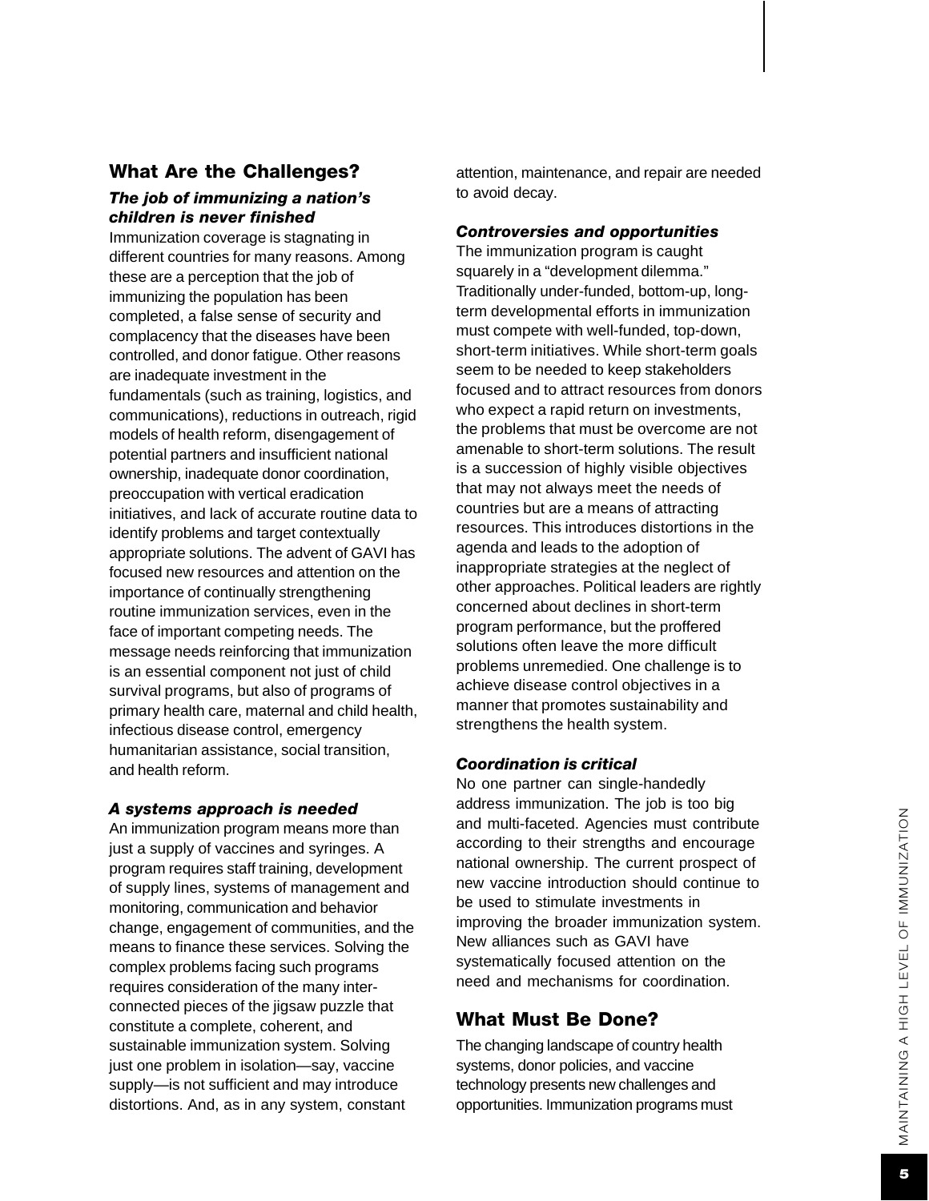## What Are the Challenges?

### *The job of immunizing a nation's children is never finished*

Immunization coverage is stagnating in different countries for many reasons. Among these are a perception that the job of immunizing the population has been completed, a false sense of security and complacency that the diseases have been controlled, and donor fatigue. Other reasons are inadequate investment in the fundamentals (such as training, logistics, and communications), reductions in outreach, rigid models of health reform, disengagement of potential partners and insufficient national ownership, inadequate donor coordination, preoccupation with vertical eradication initiatives, and lack of accurate routine data to identify problems and target contextually appropriate solutions. The advent of GAVI has focused new resources and attention on the importance of continually strengthening routine immunization services, even in the face of important competing needs. The message needs reinforcing that immunization is an essential component not just of child survival programs, but also of programs of primary health care, maternal and child health, infectious disease control, emergency humanitarian assistance, social transition, and health reform.

### *A systems approach is needed*

An immunization program means more than just a supply of vaccines and syringes. A program requires staff training, development of supply lines, systems of management and monitoring, communication and behavior change, engagement of communities, and the means to finance these services. Solving the complex problems facing such programs requires consideration of the many interconnected pieces of the jigsaw puzzle that constitute a complete, coherent, and sustainable immunization system. Solving just one problem in isolation—say, vaccine supply—is not sufficient and may introduce distortions. And, as in any system, constant attention, maintenance, and repair are needed to avoid decay.

### *Controversies and opportunities*

The immunization program is caught squarely in a "development dilemma." Traditionally under-funded, bottom-up, long-term developmental efforts in immunization must compete with well-funded, top-down, short-term initiatives. While short-term goals seem to be needed to keep stakeholders focused and to attract resources from donors who expect a rapid return on investments, the problems that must be overcome are not amenable to short-term solutions. The result is a succession of highly visible objectives that may not always meet the needs of countries but are a means of attracting resources. This introduces distortions in the agenda and leads to the adoption of inappropriate strategies at the neglect of other approaches. Political leaders are rightly concerned about declines in short-term program performance, but the proffered solutions often leave the more difficult problems unremedied. One challenge is to achieve disease control objectives in a manner that promotes sustainability and strengthens the health system.

### *Coordination is critical*

No one partner can single-handedly address immunization. The job is too big and multi-faceted. Agencies must contribute according to their strengths and encourage national ownership. The current prospect of new vaccine introduction should continue to be used to stimulate investments in improving the broader immunization system. New alliances such as GAVI have systematically focused attention on the need and mechanisms for coordination.

## What Must Be Done?

The changing landscape of country health systems, donor policies, and vaccine technology presents new challenges and opportunities. Immunization programs must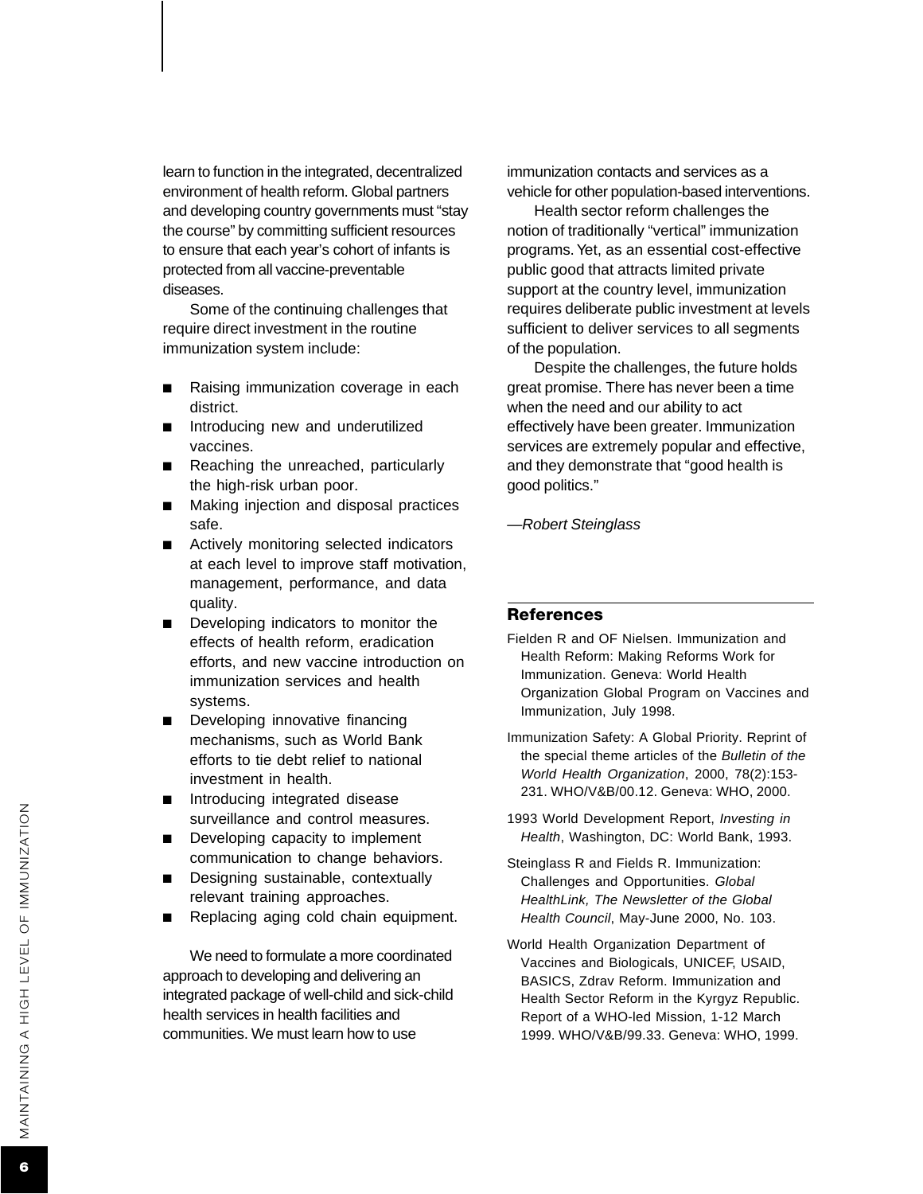learn to function in the integrated, decentralized environment of health reform. Global partners and developing country governments must "stay the course" by committing sufficient resources to ensure that each year's cohort of infants is protected from all vaccine-preventable diseases.

Some of the continuing challenges that require direct investment in the routine immunization system include:

- Raising immunization coverage in each district.
- Introducing new and underutilized vaccines.
- Reaching the unreached, particularly the high-risk urban poor.
- Making injection and disposal practices safe.
- Actively monitoring selected indicators at each level to improve staff motivation, management, performance, and data quality.
- Developing indicators to monitor the effects of health reform, eradication efforts, and new vaccine introduction on immunization services and health systems.
- Developing innovative financing mechanisms, such as World Bank efforts to tie debt relief to national investment in health.
- Introducing integrated disease surveillance and control measures.
- Developing capacity to implement communication to change behaviors.
- Designing sustainable, contextually relevant training approaches.
- Replacing aging cold chain equipment.

We need to formulate a more coordinated approach to developing and delivering an integrated package of well-child and sick-child health services in health facilities and communities. We must learn how to use immunization contacts and services as a vehicle for other population-based interventions.

Health sector reform challenges the notion of traditionally "vertical" immunization programs. Yet, as an essential cost-effective public good that attracts limited private support at the country level, immunization requires deliberate public investment at levels sufficient to deliver services to all segments of the population.

Despite the challenges, the future holds great promise. There has never been a time when the need and our ability to act effectively have been greater. Immunization services are extremely popular and effective, and they demonstrate that "good health is good politics."

—*Robert Steinglass*

## References

Fielden R and OF Nielsen. Immunization and Health Reform: Making Reforms Work for Immunization. Geneva: World Health Organization Global Program on Vaccines and Immunization, July 1998.

Immunization Safety: A Global Priority. Reprint of the special theme articles of the *Bulletin of the World Health Organization*, 2000, 78(2):153-231. WHO/V&B/00.12. Geneva: WHO, 2000.

1993 World Development Report, *Investing in Health*, Washington, DC: World Bank, 1993.

Steinglass R and Fields R. Immunization: Challenges and Opportunities. *Global HealthLink, The Newsletter of the Global Health Council*, May-June 2000, No. 103.

World Health Organization Department of Vaccines and Biologicals, UNICEF, USAID, BASICS, Zdrav Reform. Immunization and Health Sector Reform in the Kyrgyz Republic. Report of a WHO-led Mission, 1-12 March 1999. WHO/V&B/99.33. Geneva: WHO, 1999.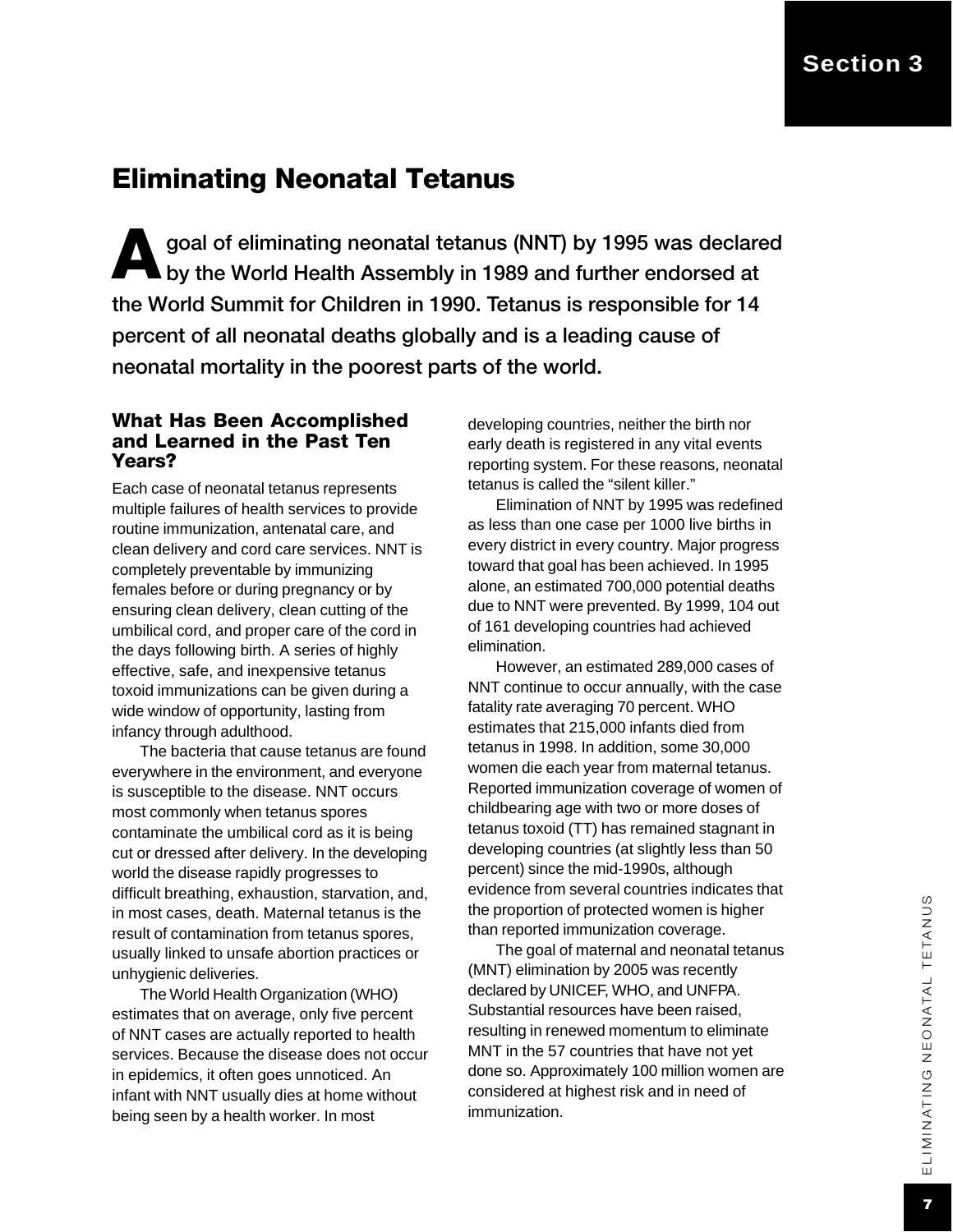# Eliminating Neonatal Tetanus

**A goal of eliminating neonatal tetanus (NNT) by 1995 was declared by the World Health Assembly in 1989 and further endorsed at the World Summit for Children in 1990. Tetanus is responsible for 14 percent of all neonatal deaths globally and is a leading cause of neonatal mortality in the poorest parts of the world.**

## What Has Been Accomplished and Learned in the Past Ten Years?

Each case of neonatal tetanus represents multiple failures of health services to provide routine immunization, antenatal care, and clean delivery and cord care services. NNT is completely preventable by immunizing females before or during pregnancy or by ensuring clean delivery, clean cutting of the umbilical cord, and proper care of the cord in the days following birth. A series of highly effective, safe, and inexpensive tetanus toxoid immunizations can be given during a wide window of opportunity, lasting from infancy through adulthood.

The bacteria that cause tetanus are found everywhere in the environment, and everyone is susceptible to the disease. NNT occurs most commonly when tetanus spores contaminate the umbilical cord as it is being cut or dressed after delivery. In the developing world the disease rapidly progresses to difficult breathing, exhaustion, starvation, and, in most cases, death. Maternal tetanus is the result of contamination from tetanus spores, usually linked to unsafe abortion practices or unhygienic deliveries.

The World Health Organization (WHO) estimates that on average, only five percent of NNT cases are actually reported to health services. Because the disease does not occur in epidemics, it often goes unnoticed. An infant with NNT usually dies at home without being seen by a health worker. In most developing countries, neither the birth nor early death is registered in any vital events reporting system. For these reasons, neonatal tetanus is called the "silent killer."

Elimination of NNT by 1995 was redefined as less than one case per 1000 live births in every district in every country. Major progress toward that goal has been achieved. In 1995 alone, an estimated 700,000 potential deaths due to NNT were prevented. By 1999, 104 out of 161 developing countries had achieved elimination.

However, an estimated 289,000 cases of NNT continue to occur annually, with the case fatality rate averaging 70 percent. WHO estimates that 215,000 infants died from tetanus in 1998. In addition, some 30,000 women die each year from maternal tetanus. Reported immunization coverage of women of childbearing age with two or more doses of tetanus toxoid (TT) has remained stagnant in developing countries (at slightly less than 50 percent) since the mid-1990s, although evidence from several countries indicates that the proportion of protected women is higher than reported immunization coverage.

The goal of maternal and neonatal tetanus (MNT) elimination by 2005 was recently declared by UNICEF, WHO, and UNFPA. Substantial resources have been raised, resulting in renewed momentum to eliminate MNT in the 57 countries that have not yet done so. Approximately 100 million women are considered at highest risk and in need of immunization.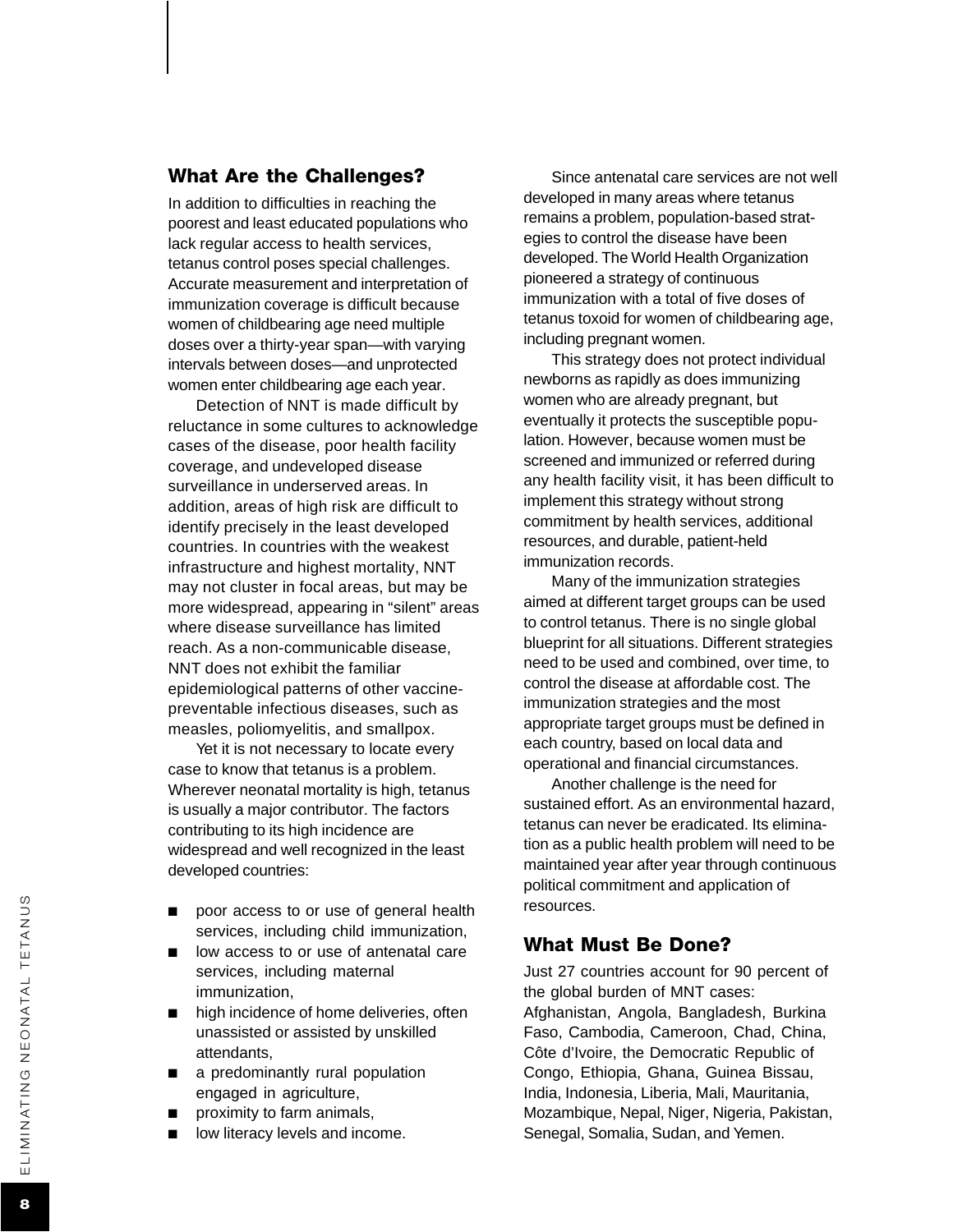## What Are the Challenges?

In addition to difficulties in reaching the poorest and least educated populations who lack regular access to health services, tetanus control poses special challenges. Accurate measurement and interpretation of immunization coverage is difficult because women of childbearing age need multiple doses over a thirty-year span—with varying intervals between doses—and unprotected women enter childbearing age each year.

Detection of NNT is made difficult by reluctance in some cultures to acknowledge cases of the disease, poor health facility coverage, and undeveloped disease surveillance in underserved areas. In addition, areas of high risk are difficult to identify precisely in the least developed countries. In countries with the weakest infrastructure and highest mortality, NNT may not cluster in focal areas, but may be more widespread, appearing in "silent" areas where disease surveillance has limited reach. As a non-communicable disease, NNT does not exhibit the familiar epidemiological patterns of other vaccine-preventable infectious diseases, such as measles, poliomyelitis, and smallpox.

Yet it is not necessary to locate every case to know that tetanus is a problem. Wherever neonatal mortality is high, tetanus is usually a major contributor. The factors contributing to its high incidence are widespread and well recognized in the least developed countries:

- poor access to or use of general health services, including child immunization,
- low access to or use of antenatal care services, including maternal immunization,
- high incidence of home deliveries, often unassisted or assisted by unskilled attendants,
- a predominantly rural population engaged in agriculture,
- proximity to farm animals,
- low literacy levels and income.

Since antenatal care services are not well developed in many areas where tetanus remains a problem, population-based strategies to control the disease have been developed. The World Health Organization pioneered a strategy of continuous immunization with a total of five doses of tetanus toxoid for women of childbearing age, including pregnant women.

This strategy does not protect individual newborns as rapidly as does immunizing women who are already pregnant, but eventually it protects the susceptible population. However, because women must be screened and immunized or referred during any health facility visit, it has been difficult to implement this strategy without strong commitment by health services, additional resources, and durable, patient-held immunization records.

Many of the immunization strategies aimed at different target groups can be used to control tetanus. There is no single global blueprint for all situations. Different strategies need to be used and combined, over time, to control the disease at affordable cost. The immunization strategies and the most appropriate target groups must be defined in each country, based on local data and operational and financial circumstances.

Another challenge is the need for sustained effort. As an environmental hazard, tetanus can never be eradicated. Its elimination as a public health problem will need to be maintained year after year through continuous political commitment and application of resources.

## What Must Be Done?

Just 27 countries account for 90 percent of the global burden of MNT cases: Afghanistan, Angola, Bangladesh, Burkina Faso, Cambodia, Cameroon, Chad, China, Côte d'Ivoire, the Democratic Republic of Congo, Ethiopia, Ghana, Guinea Bissau, India, Indonesia, Liberia, Mali, Mauritania, Mozambique, Nepal, Niger, Nigeria, Pakistan, Senegal, Somalia, Sudan, and Yemen.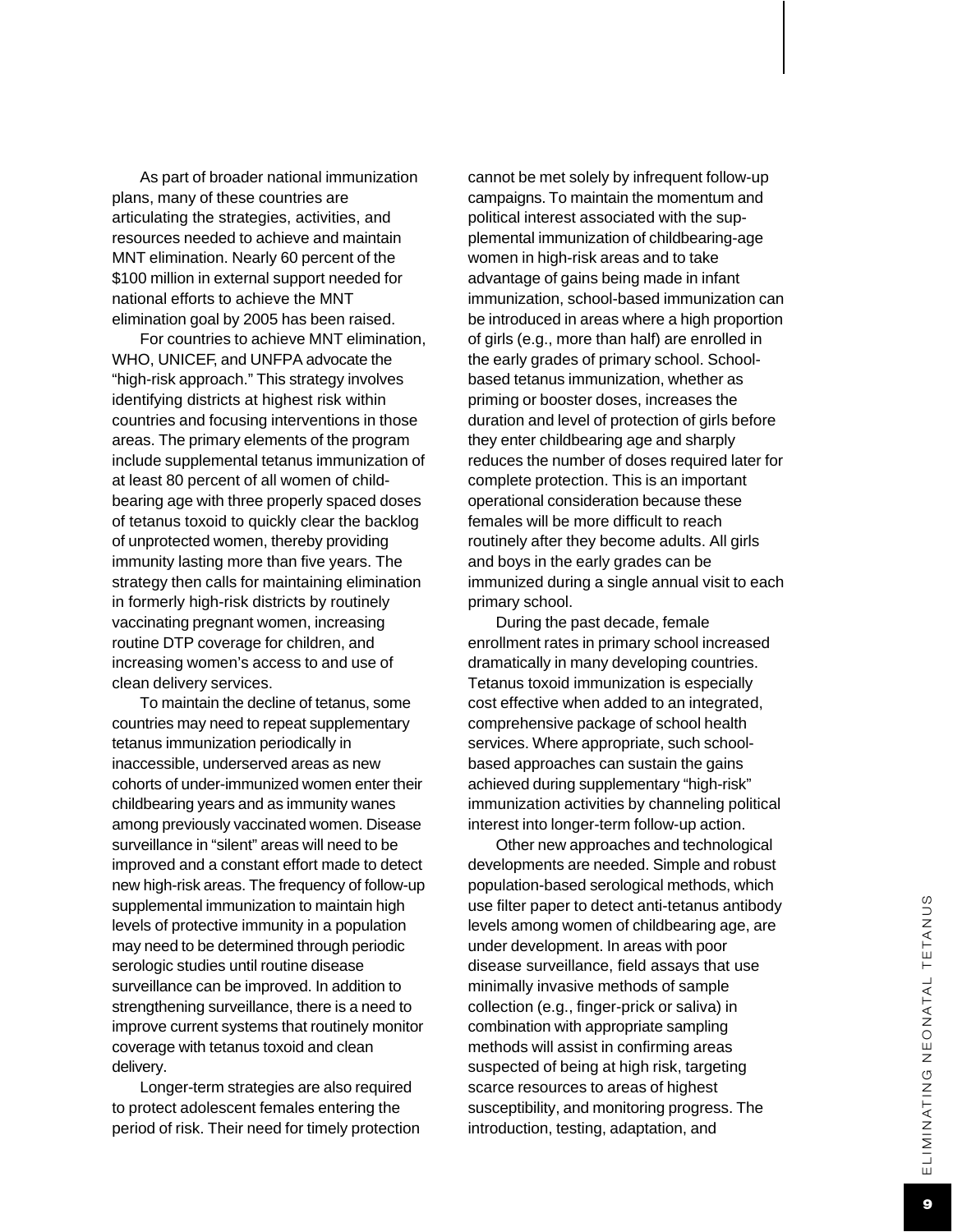As part of broader national immunization plans, many of these countries are articulating the strategies, activities, and resources needed to achieve and maintain MNT elimination. Nearly 60 percent of the $100 million in external support needed for national efforts to achieve the MNT elimination goal by 2005 has been raised.

For countries to achieve MNT elimination, WHO, UNICEF, and UNFPA advocate the "high-risk approach." This strategy involves identifying districts at highest risk within countries and focusing interventions in those areas. The primary elements of the program include supplemental tetanus immunization of at least 80 percent of all women of childbearing age with three properly spaced doses of tetanus toxoid to quickly clear the backlog of unprotected women, thereby providing immunity lasting more than five years. The strategy then calls for maintaining elimination in formerly high-risk districts by routinely vaccinating pregnant women, increasing routine DTP coverage for children, and increasing women's access to and use of clean delivery services.

To maintain the decline of tetanus, some countries may need to repeat supplementary tetanus immunization periodically in inaccessible, underserved areas as new cohorts of under-immunized women enter their childbearing years and as immunity wanes among previously vaccinated women. Disease surveillance in "silent" areas will need to be improved and a constant effort made to detect new high-risk areas. The frequency of follow-up supplemental immunization to maintain high levels of protective immunity in a population may need to be determined through periodic serologic studies until routine disease surveillance can be improved. In addition to strengthening surveillance, there is a need to improve current systems that routinely monitor coverage with tetanus toxoid and clean delivery.

Longer-term strategies are also required to protect adolescent females entering the period of risk. Their need for timely protection cannot be met solely by infrequent follow-up campaigns. To maintain the momentum and political interest associated with the supplemental immunization of childbearing-age women in high-risk areas and to take advantage of gains being made in infant immunization, school-based immunization can be introduced in areas where a high proportion of girls (e.g., more than half) are enrolled in the early grades of primary school. School-based tetanus immunization, whether as priming or booster doses, increases the duration and level of protection of girls before they enter childbearing age and sharply reduces the number of doses required later for complete protection. This is an important operational consideration because these females will be more difficult to reach routinely after they become adults. All girls and boys in the early grades can be immunized during a single annual visit to each primary school.

During the past decade, female enrollment rates in primary school increased dramatically in many developing countries. Tetanus toxoid immunization is especially cost effective when added to an integrated, comprehensive package of school health services. Where appropriate, such school-based approaches can sustain the gains achieved during supplementary "high-risk" immunization activities by channeling political interest into longer-term follow-up action.

Other new approaches and technological developments are needed. Simple and robust population-based serological methods, which use filter paper to detect anti-tetanus antibody levels among women of childbearing age, are under development. In areas with poor disease surveillance, field assays that use minimally invasive methods of sample collection (e.g., finger-prick or saliva) in combination with appropriate sampling methods will assist in confirming areas suspected of being at high risk, targeting scarce resources to areas of highest susceptibility, and monitoring progress. The introduction, testing, adaptation, and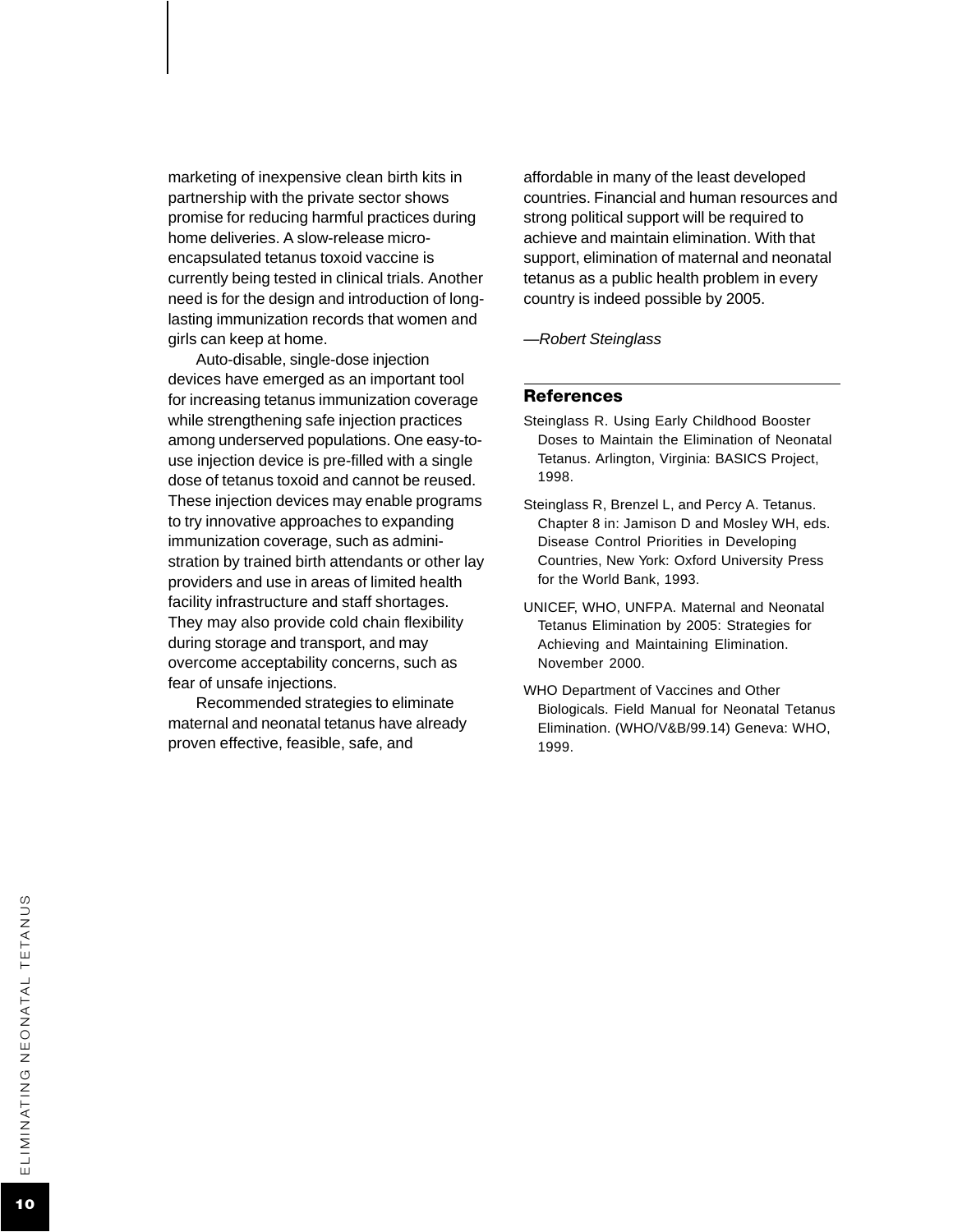marketing of inexpensive clean birth kits in partnership with the private sector shows promise for reducing harmful practices during home deliveries. A slow-release micro-encapsulated tetanus toxoid vaccine is currently being tested in clinical trials. Another need is for the design and introduction of long-lasting immunization records that women and girls can keep at home.

Auto-disable, single-dose injection devices have emerged as an important tool for increasing tetanus immunization coverage while strengthening safe injection practices among underserved populations. One easy-to-use injection device is pre-filled with a single dose of tetanus toxoid and cannot be reused. These injection devices may enable programs to try innovative approaches to expanding immunization coverage, such as administration by trained birth attendants or other lay providers and use in areas of limited health facility infrastructure and staff shortages. They may also provide cold chain flexibility during storage and transport, and may overcome acceptability concerns, such as fear of unsafe injections.

Recommended strategies to eliminate maternal and neonatal tetanus have already proven effective, feasible, safe, and affordable in many of the least developed countries. Financial and human resources and strong political support will be required to achieve and maintain elimination. With that support, elimination of maternal and neonatal tetanus as a public health problem in every country is indeed possible by 2005.

—*Robert Steinglass*

## References

Steinglass R. Using Early Childhood Booster Doses to Maintain the Elimination of Neonatal Tetanus. Arlington, Virginia: BASICS Project, 1998.

Steinglass R, Brenzel L, and Percy A. Tetanus. Chapter 8 in: Jamison D and Mosley WH, eds. Disease Control Priorities in Developing Countries, New York: Oxford University Press for the World Bank, 1993.

UNICEF, WHO, UNFPA. Maternal and Neonatal Tetanus Elimination by 2005: Strategies for Achieving and Maintaining Elimination. November 2000.

WHO Department of Vaccines and Other Biologicals. Field Manual for Neonatal Tetanus Elimination. (WHO/V&B/99.14) Geneva: WHO, 1999.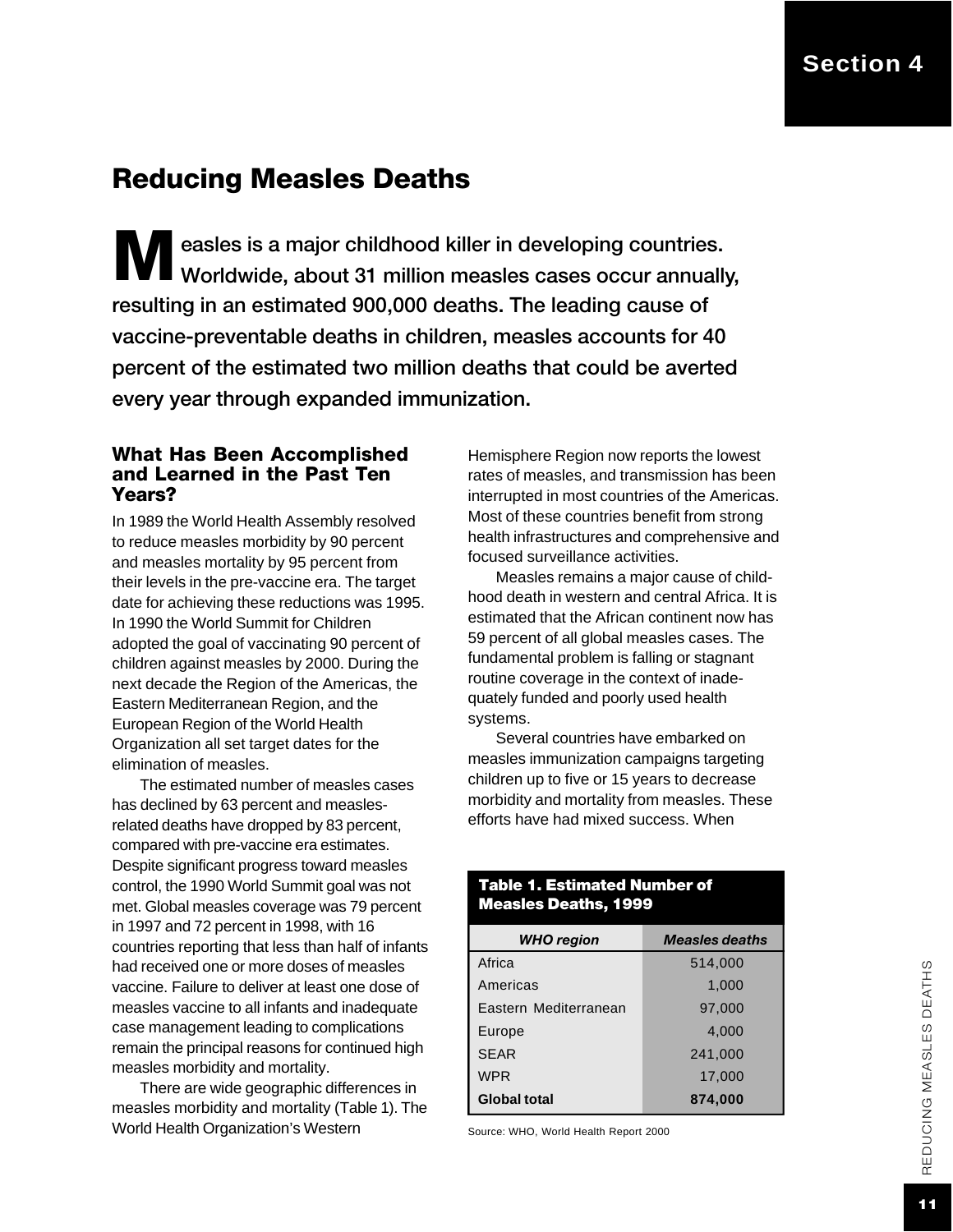# Reducing Measles Deaths

**Measles is a major childhood killer in developing countries. Worldwide, about 31 million measles cases occur annually, resulting in an estimated 900,000 deaths. The leading cause of vaccine-preventable deaths in children, measles accounts for 40 percent of the estimated two million deaths that could be averted every year through expanded immunization.**

### What Has Been Accomplished and Learned in the Past Ten Years?

In 1989 the World Health Assembly resolved to reduce measles morbidity by 90 percent and measles mortality by 95 percent from their levels in the pre-vaccine era. The target date for achieving these reductions was 1995. In 1990 the World Summit for Children adopted the goal of vaccinating 90 percent of children against measles by 2000. During the next decade the Region of the Americas, the Eastern Mediterranean Region, and the European Region of the World Health Organization all set target dates for the elimination of measles.

The estimated number of measles cases has declined by 63 percent and measles-related deaths have dropped by 83 percent, compared with pre-vaccine era estimates. Despite significant progress toward measles control, the 1990 World Summit goal was not met. Global measles coverage was 79 percent in 1997 and 72 percent in 1998, with 16 countries reporting that less than half of infants had received one or more doses of measles vaccine. Failure to deliver at least one dose of measles vaccine to all infants and inadequate case management leading to complications remain the principal reasons for continued high measles morbidity and mortality.

There are wide geographic differences in measles morbidity and mortality (Table 1). The World Health Organization's Western Hemisphere Region now reports the lowest rates of measles, and transmission has been interrupted in most countries of the Americas. Most of these countries benefit from strong health infrastructures and comprehensive and focused surveillance activities.

Measles remains a major cause of childhood death in western and central Africa. It is estimated that the African continent now has 59 percent of all global measles cases. The fundamental problem is falling or stagnant routine coverage in the context of inadequately funded and poorly used health systems.

Several countries have embarked on measles immunization campaigns targeting children up to five or 15 years to decrease morbidity and mortality from measles. These efforts have had mixed success. When

**Table 1. Estimated Number of Measles Deaths, 1999**

| *WHO region* | *Measles deaths* |
|---|---|
| Africa | 514,000 |
| Americas | 1,000 |
| Eastern Mediterranean | 97,000 |
| Europe | 4,000 |
| SEAR | 241,000 |
| WPR | 17,000 |
| **Global total** | **874,000** |

Source: WHO, World Health Report 2000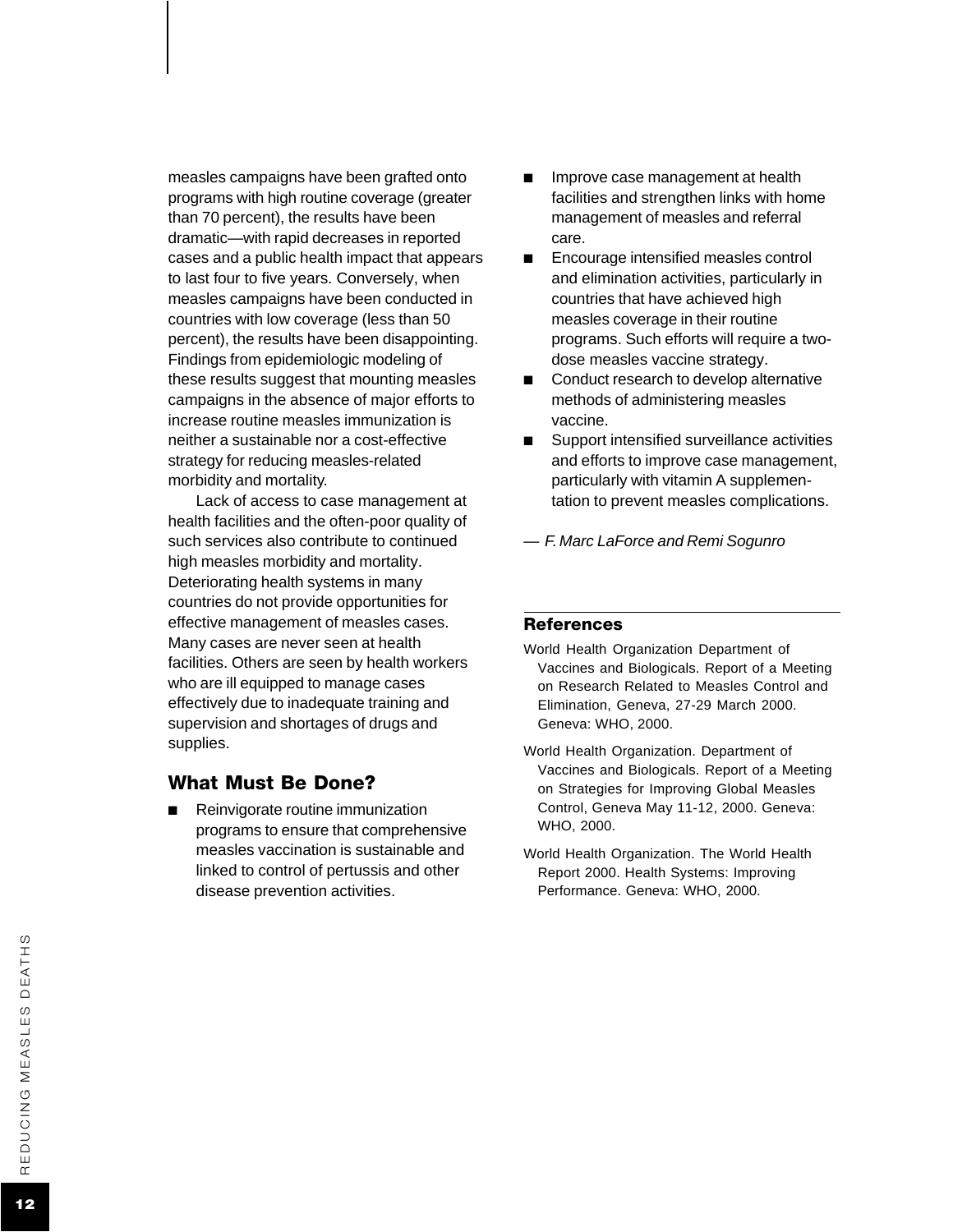measles campaigns have been grafted onto programs with high routine coverage (greater than 70 percent), the results have been dramatic—with rapid decreases in reported cases and a public health impact that appears to last four to five years. Conversely, when measles campaigns have been conducted in countries with low coverage (less than 50 percent), the results have been disappointing. Findings from epidemiologic modeling of these results suggest that mounting measles campaigns in the absence of major efforts to increase routine measles immunization is neither a sustainable nor a cost-effective strategy for reducing measles-related morbidity and mortality.

Lack of access to case management at health facilities and the often-poor quality of such services also contribute to continued high measles morbidity and mortality. Deteriorating health systems in many countries do not provide opportunities for effective management of measles cases. Many cases are never seen at health facilities. Others are seen by health workers who are ill equipped to manage cases effectively due to inadequate training and supervision and shortages of drugs and supplies.

## What Must Be Done?

- Reinvigorate routine immunization programs to ensure that comprehensive measles vaccination is sustainable and linked to control of pertussis and other disease prevention activities.
- Improve case management at health facilities and strengthen links with home management of measles and referral care.
- Encourage intensified measles control and elimination activities, particularly in countries that have achieved high measles coverage in their routine programs. Such efforts will require a two-dose measles vaccine strategy.
- Conduct research to develop alternative methods of administering measles vaccine.
- Support intensified surveillance activities and efforts to improve case management, particularly with vitamin A supplementation to prevent measles complications.

— *F. Marc LaForce and Remi Sogunro*

### References

World Health Organization Department of Vaccines and Biologicals. Report of a Meeting on Research Related to Measles Control and Elimination, Geneva, 27-29 March 2000. Geneva: WHO, 2000.

World Health Organization. Department of Vaccines and Biologicals. Report of a Meeting on Strategies for Improving Global Measles Control, Geneva May 11-12, 2000. Geneva: WHO, 2000.

World Health Organization. The World Health Report 2000. Health Systems: Improving Performance. Geneva: WHO, 2000.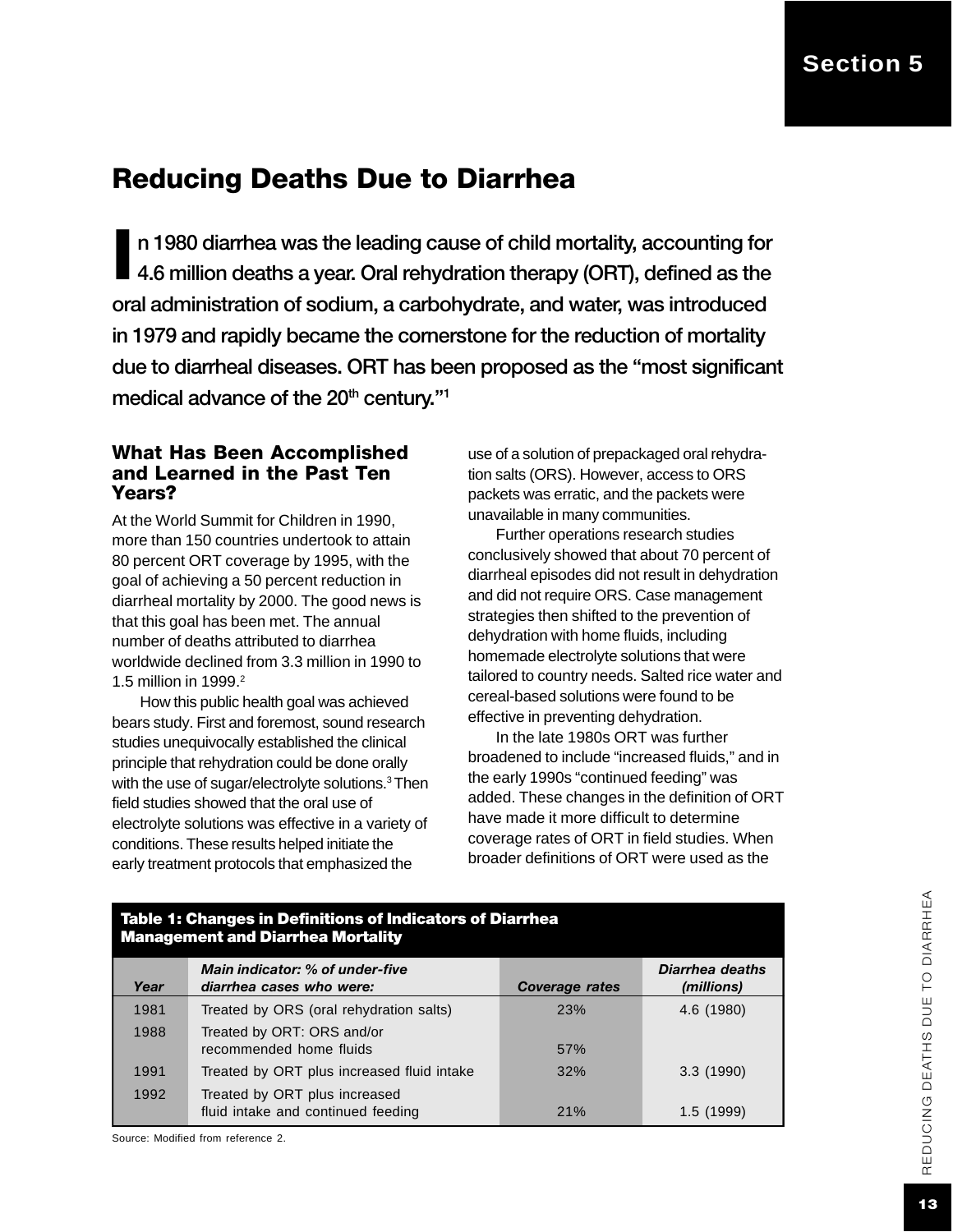# Reducing Deaths Due to Diarrhea

**In 1980 diarrhea was the leading cause of child mortality, accounting for 4.6 million deaths a year. Oral rehydration therapy (ORT), defined as the oral administration of sodium, a carbohydrate, and water, was introduced in 1979 and rapidly became the cornerstone for the reduction of mortality due to diarrheal diseases. ORT has been proposed as the "most significant medical advance of the 20th century."[1]**

## What Has Been Accomplished and Learned in the Past Ten Years?

At the World Summit for Children in 1990, more than 150 countries undertook to attain 80 percent ORT coverage by 1995, with the goal of achieving a 50 percent reduction in diarrheal mortality by 2000. The good news is that this goal has been met. The annual number of deaths attributed to diarrhea worldwide declined from 3.3 million in 1990 to 1.5 million in 1999.[2]

How this public health goal was achieved bears study. First and foremost, sound research studies unequivocally established the clinical principle that rehydration could be done orally with the use of sugar/electrolyte solutions.[3] Then field studies showed that the oral use of electrolyte solutions was effective in a variety of conditions. These results helped initiate the early treatment protocols that emphasized the use of a solution of prepackaged oral rehydration salts (ORS). However, access to ORS packets was erratic, and the packets were unavailable in many communities.

Further operations research studies conclusively showed that about 70 percent of diarrheal episodes did not result in dehydration and did not require ORS. Case management strategies then shifted to the prevention of dehydration with home fluids, including homemade electrolyte solutions that were tailored to country needs. Salted rice water and cereal-based solutions were found to be effective in preventing dehydration.

In the late 1980s ORT was further broadened to include "increased fluids," and in the early 1990s "continued feeding" was added. These changes in the definition of ORT have made it more difficult to determine coverage rates of ORT in field studies. When broader definitions of ORT were used as the

**Table 1: Changes in Definitions of Indicators of Diarrhea Management and Diarrhea Mortality**

| *Year* | *Main indicator: % of under-five diarrhea cases who were:* | *Coverage rates* | *Diarrhea deaths (millions)* |
|---|---|---|---|
| 1981 | Treated by ORS (oral rehydration salts) | 23% | 4.6 (1980) |
| 1988 | Treated by ORT: ORS and/or recommended home fluids | 57% | |
| 1991 | Treated by ORT plus increased fluid intake | 32% | 3.3 (1990) |
| 1992 | Treated by ORT plus increased fluid intake and continued feeding | 21% | 1.5 (1999) |

Source: Modified from reference 2.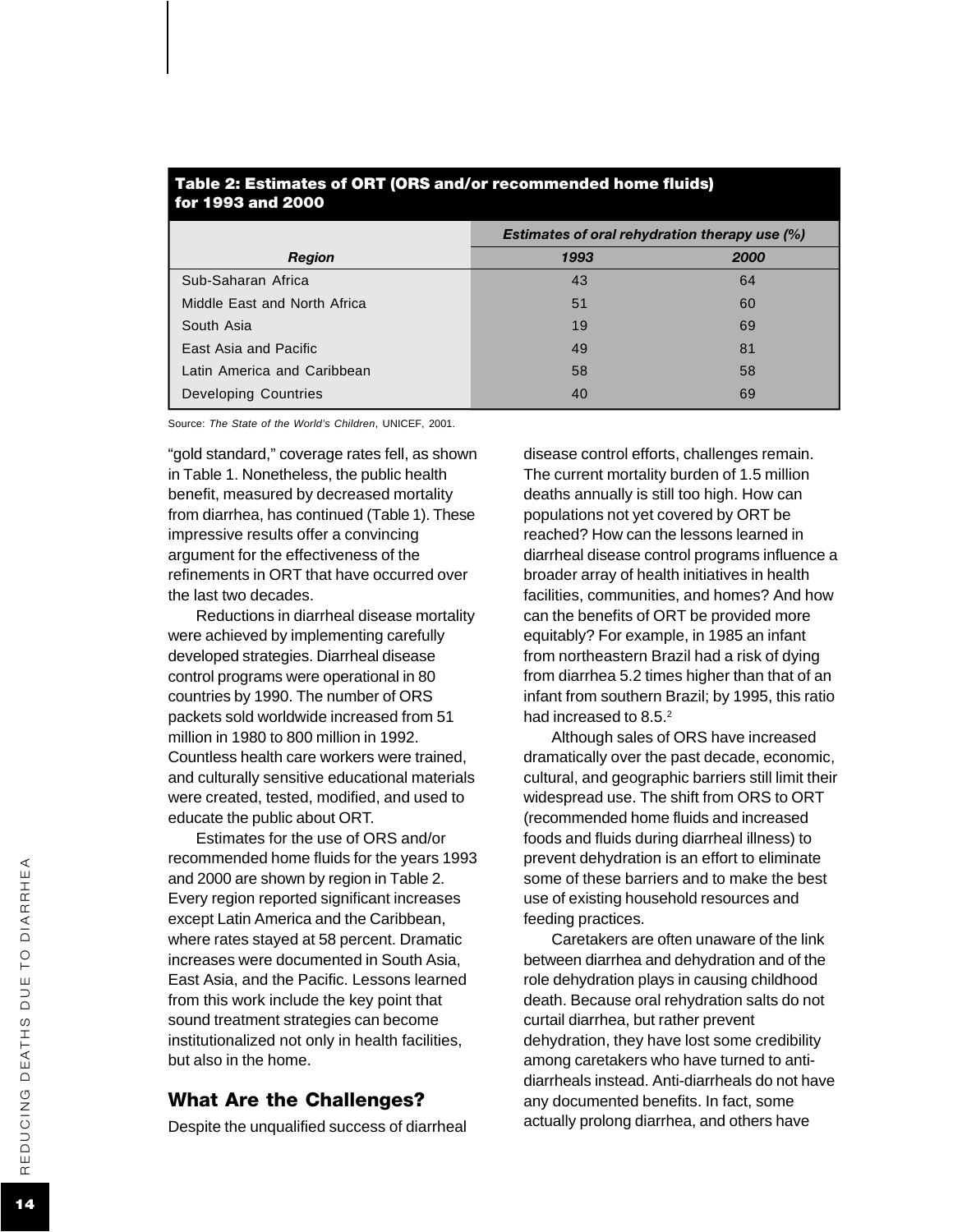**Table 2: Estimates of ORT (ORS and/or recommended home fluids) for 1993 and 2000**

| *Region* | *Estimates of oral rehydration therapy use (%)* | |
|---|---|---|
| | *1993* | *2000* |
| Sub-Saharan Africa | 43 | 64 |
| Middle East and North Africa | 51 | 60 |
| South Asia | 19 | 69 |
| East Asia and Pacific | 49 | 81 |
| Latin America and Caribbean | 58 | 58 |
| Developing Countries | 40 | 69 |

Source: *The State of the World's Children*, UNICEF, 2001.

"gold standard," coverage rates fell, as shown in Table 1. Nonetheless, the public health benefit, measured by decreased mortality from diarrhea, has continued (Table 1). These impressive results offer a convincing argument for the effectiveness of the refinements in ORT that have occurred over the last two decades.

Reductions in diarrheal disease mortality were achieved by implementing carefully developed strategies. Diarrheal disease control programs were operational in 80 countries by 1990. The number of ORS packets sold worldwide increased from 51 million in 1980 to 800 million in 1992. Countless health care workers were trained, and culturally sensitive educational materials were created, tested, modified, and used to educate the public about ORT.

Estimates for the use of ORS and/or recommended home fluids for the years 1993 and 2000 are shown by region in Table 2. Every region reported significant increases except Latin America and the Caribbean, where rates stayed at 58 percent. Dramatic increases were documented in South Asia, East Asia, and the Pacific. Lessons learned from this work include the key point that sound treatment strategies can become institutionalized not only in health facilities, but also in the home.

## What Are the Challenges?

Despite the unqualified success of diarrheal disease control efforts, challenges remain. The current mortality burden of 1.5 million deaths annually is still too high. How can populations not yet covered by ORT be reached? How can the lessons learned in diarrheal disease control programs influence a broader array of health initiatives in health facilities, communities, and homes? And how can the benefits of ORT be provided more equitably? For example, in 1985 an infant from northeastern Brazil had a risk of dying from diarrhea 5.2 times higher than that of an infant from southern Brazil; by 1995, this ratio had increased to 8.5.[2]

Although sales of ORS have increased dramatically over the past decade, economic, cultural, and geographic barriers still limit their widespread use. The shift from ORS to ORT (recommended home fluids and increased foods and fluids during diarrheal illness) to prevent dehydration is an effort to eliminate some of these barriers and to make the best use of existing household resources and feeding practices.

Caretakers are often unaware of the link between diarrhea and dehydration and of the role dehydration plays in causing childhood death. Because oral rehydration salts do not curtail diarrhea, but rather prevent dehydration, they have lost some credibility among caretakers who have turned to anti-diarrheals instead. Anti-diarrheals do not have any documented benefits. In fact, some actually prolong diarrhea, and others have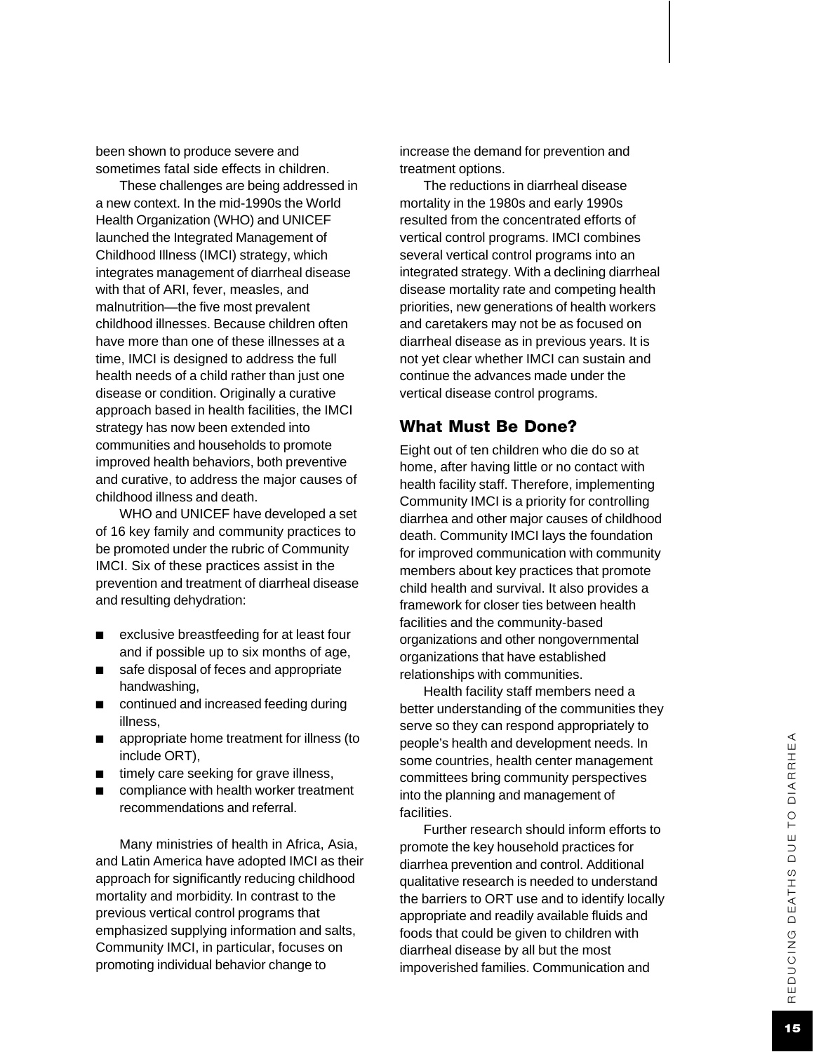been shown to produce severe and sometimes fatal side effects in children.

These challenges are being addressed in a new context. In the mid-1990s the World Health Organization (WHO) and UNICEF launched the Integrated Management of Childhood Illness (IMCI) strategy, which integrates management of diarrheal disease with that of ARI, fever, measles, and malnutrition—the five most prevalent childhood illnesses. Because children often have more than one of these illnesses at a time, IMCI is designed to address the full health needs of a child rather than just one disease or condition. Originally a curative approach based in health facilities, the IMCI strategy has now been extended into communities and households to promote improved health behaviors, both preventive and curative, to address the major causes of childhood illness and death.

WHO and UNICEF have developed a set of 16 key family and community practices to be promoted under the rubric of Community IMCI. Six of these practices assist in the prevention and treatment of diarrheal disease and resulting dehydration:

- exclusive breastfeeding for at least four and if possible up to six months of age,
- safe disposal of feces and appropriate handwashing,
- continued and increased feeding during illness,
- appropriate home treatment for illness (to include ORT),
- timely care seeking for grave illness,
- compliance with health worker treatment recommendations and referral.

Many ministries of health in Africa, Asia, and Latin America have adopted IMCI as their approach for significantly reducing childhood mortality and morbidity. In contrast to the previous vertical control programs that emphasized supplying information and salts, Community IMCI, in particular, focuses on promoting individual behavior change to increase the demand for prevention and treatment options.

The reductions in diarrheal disease mortality in the 1980s and early 1990s resulted from the concentrated efforts of vertical control programs. IMCI combines several vertical control programs into an integrated strategy. With a declining diarrheal disease mortality rate and competing health priorities, new generations of health workers and caretakers may not be as focused on diarrheal disease as in previous years. It is not yet clear whether IMCI can sustain and continue the advances made under the vertical disease control programs.

## What Must Be Done?

Eight out of ten children who die do so at home, after having little or no contact with health facility staff. Therefore, implementing Community IMCI is a priority for controlling diarrhea and other major causes of childhood death. Community IMCI lays the foundation for improved communication with community members about key practices that promote child health and survival. It also provides a framework for closer ties between health facilities and the community-based organizations and other nongovernmental organizations that have established relationships with communities.

Health facility staff members need a better understanding of the communities they serve so they can respond appropriately to people's health and development needs. In some countries, health center management committees bring community perspectives into the planning and management of facilities.

Further research should inform efforts to promote the key household practices for diarrhea prevention and control. Additional qualitative research is needed to understand the barriers to ORT use and to identify locally appropriate and readily available fluids and foods that could be given to children with diarrheal disease by all but the most impoverished families. Communication and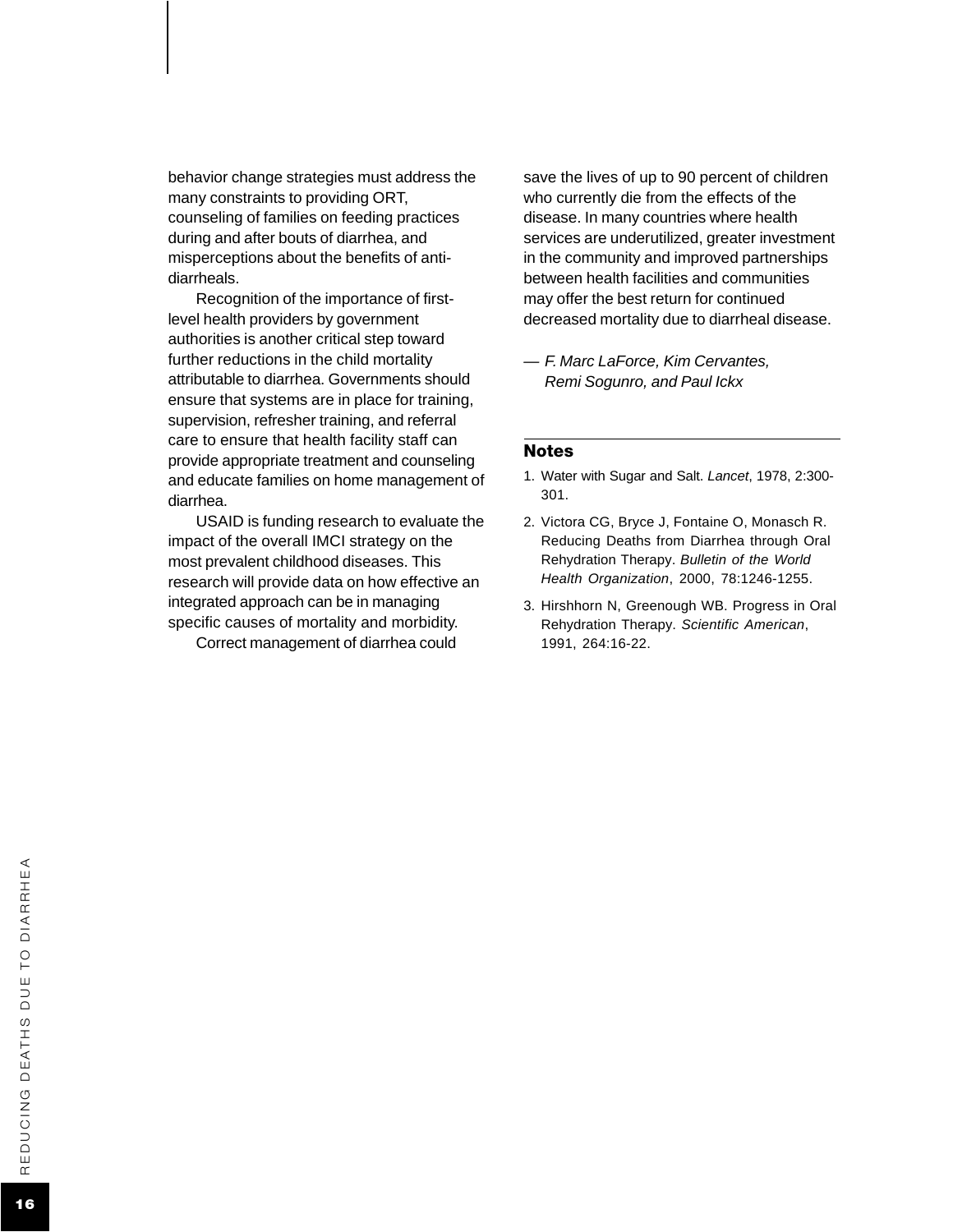behavior change strategies must address the many constraints to providing ORT, counseling of families on feeding practices during and after bouts of diarrhea, and misperceptions about the benefits of anti-diarrheals.

Recognition of the importance of first-level health providers by government authorities is another critical step toward further reductions in the child mortality attributable to diarrhea. Governments should ensure that systems are in place for training, supervision, refresher training, and referral care to ensure that health facility staff can provide appropriate treatment and counseling and educate families on home management of diarrhea.

USAID is funding research to evaluate the impact of the overall IMCI strategy on the most prevalent childhood diseases. This research will provide data on how effective an integrated approach can be in managing specific causes of mortality and morbidity.

Correct management of diarrhea could save the lives of up to 90 percent of children who currently die from the effects of the disease. In many countries where health services are underutilized, greater investment in the community and improved partnerships between health facilities and communities may offer the best return for continued decreased mortality due to diarrheal disease.

— *F. Marc LaForce, Kim Cervantes, Remi Sogunro, and Paul Ickx*

## Notes

1. Water with Sugar and Salt. *Lancet*, 1978, 2:300-301.
2. Victora CG, Bryce J, Fontaine O, Monasch R. Reducing Deaths from Diarrhea through Oral Rehydration Therapy. *Bulletin of the World Health Organization*, 2000, 78:1246-1255.
3. Hirshhorn N, Greenough WB. Progress in Oral Rehydration Therapy. *Scientific American*, 1991, 264:16-22.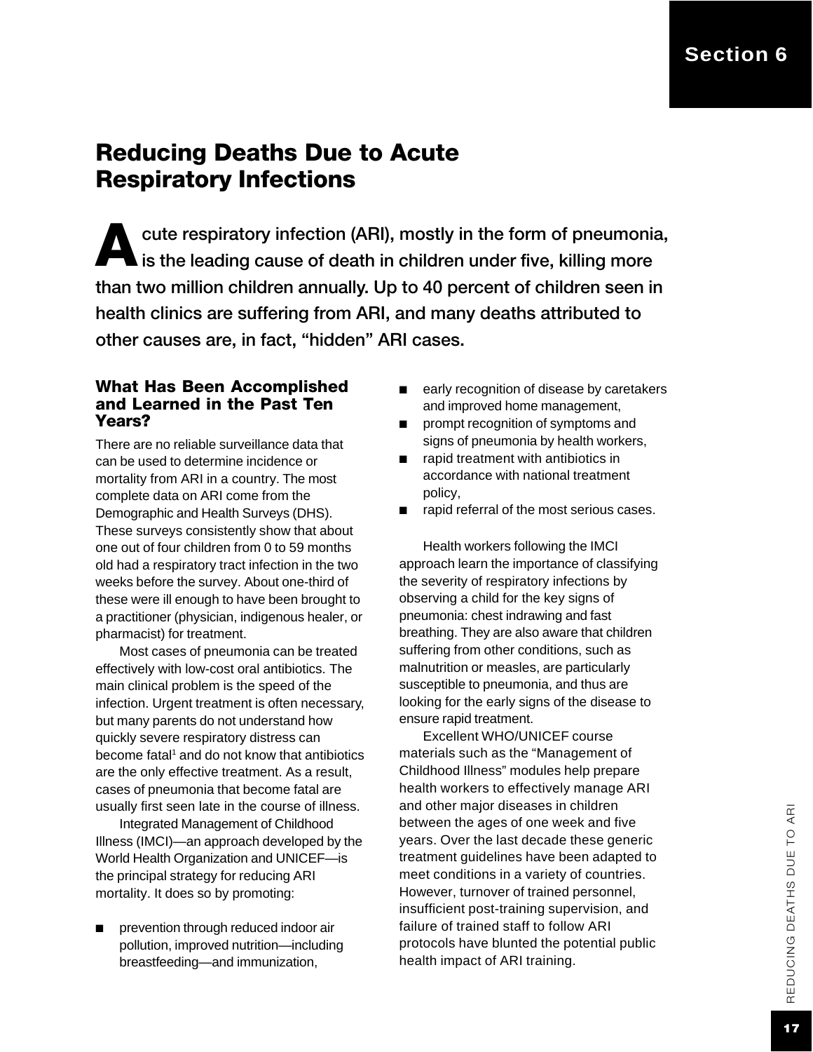# Section 6

## Reducing Deaths Due to Acute Respiratory Infections

**Acute respiratory infection (ARI), mostly in the form of pneumonia, is the leading cause of death in children under five, killing more than two million children annually. Up to 40 percent of children seen in health clinics are suffering from ARI, and many deaths attributed to other causes are, in fact, "hidden" ARI cases.**

### What Has Been Accomplished and Learned in the Past Ten Years?

There are no reliable surveillance data that can be used to determine incidence or mortality from ARI in a country. The most complete data on ARI come from the Demographic and Health Surveys (DHS). These surveys consistently show that about one out of four children from 0 to 59 months old had a respiratory tract infection in the two weeks before the survey. About one-third of these were ill enough to have been brought to a practitioner (physician, indigenous healer, or pharmacist) for treatment.

Most cases of pneumonia can be treated effectively with low-cost oral antibiotics. The main clinical problem is the speed of the infection. Urgent treatment is often necessary, but many parents do not understand how quickly severe respiratory distress can become fatal[1] and do not know that antibiotics are the only effective treatment. As a result, cases of pneumonia that become fatal are usually first seen late in the course of illness.

Integrated Management of Childhood Illness (IMCI)—an approach developed by the World Health Organization and UNICEF—is the principal strategy for reducing ARI mortality. It does so by promoting:

- prevention through reduced indoor air pollution, improved nutrition—including breastfeeding—and immunization,
- early recognition of disease by caretakers and improved home management,
- prompt recognition of symptoms and signs of pneumonia by health workers,
- rapid treatment with antibiotics in accordance with national treatment policy,
- rapid referral of the most serious cases.

Health workers following the IMCI approach learn the importance of classifying the severity of respiratory infections by observing a child for the key signs of pneumonia: chest indrawing and fast breathing. They are also aware that children suffering from other conditions, such as malnutrition or measles, are particularly susceptible to pneumonia, and thus are looking for the early signs of the disease to ensure rapid treatment.

Excellent WHO/UNICEF course materials such as the "Management of Childhood Illness" modules help prepare health workers to effectively manage ARI and other major diseases in children between the ages of one week and five years. Over the last decade these generic treatment guidelines have been adapted to meet conditions in a variety of countries. However, turnover of trained personnel, insufficient post-training supervision, and failure of trained staff to follow ARI protocols have blunted the potential public health impact of ARI training.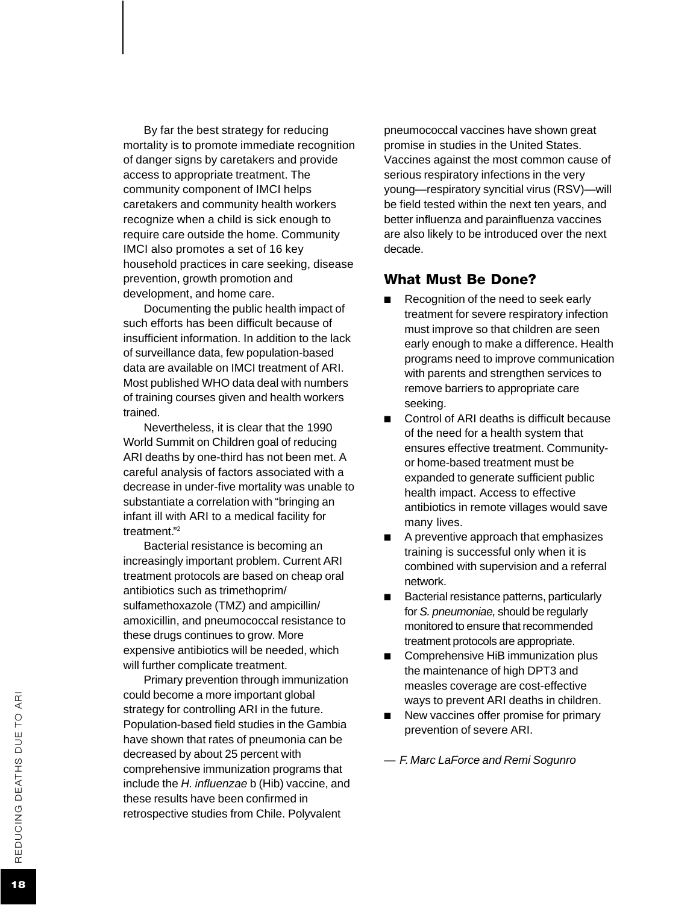By far the best strategy for reducing mortality is to promote immediate recognition of danger signs by caretakers and provide access to appropriate treatment. The community component of IMCI helps caretakers and community health workers recognize when a child is sick enough to require care outside the home. Community IMCI also promotes a set of 16 key household practices in care seeking, disease prevention, growth promotion and development, and home care.

Documenting the public health impact of such efforts has been difficult because of insufficient information. In addition to the lack of surveillance data, few population-based data are available on IMCI treatment of ARI. Most published WHO data deal with numbers of training courses given and health workers trained.

Nevertheless, it is clear that the 1990 World Summit on Children goal of reducing ARI deaths by one-third has not been met. A careful analysis of factors associated with a decrease in under-five mortality was unable to substantiate a correlation with "bringing an infant ill with ARI to a medical facility for treatment."[2]

Bacterial resistance is becoming an increasingly important problem. Current ARI treatment protocols are based on cheap oral antibiotics such as trimethoprim/ sulfamethoxazole (TMZ) and ampicillin/ amoxicillin, and pneumococcal resistance to these drugs continues to grow. More expensive antibiotics will be needed, which will further complicate treatment.

Primary prevention through immunization could become a more important global strategy for controlling ARI in the future. Population-based field studies in the Gambia have shown that rates of pneumonia can be decreased by about 25 percent with comprehensive immunization programs that include the *H. influenzae* b (Hib) vaccine, and these results have been confirmed in retrospective studies from Chile. Polyvalent pneumococcal vaccines have shown great promise in studies in the United States. Vaccines against the most common cause of serious respiratory infections in the very young—respiratory syncitial virus (RSV)—will be field tested within the next ten years, and better influenza and parainfluenza vaccines are also likely to be introduced over the next decade.

## What Must Be Done?

- Recognition of the need to seek early treatment for severe respiratory infection must improve so that children are seen early enough to make a difference. Health programs need to improve communication with parents and strengthen services to remove barriers to appropriate care seeking.
- Control of ARI deaths is difficult because of the need for a health system that ensures effective treatment. Community- or home-based treatment must be expanded to generate sufficient public health impact. Access to effective antibiotics in remote villages would save many lives.
- A preventive approach that emphasizes training is successful only when it is combined with supervision and a referral network.
- Bacterial resistance patterns, particularly for *S. pneumoniae,* should be regularly monitored to ensure that recommended treatment protocols are appropriate.
- Comprehensive HiB immunization plus the maintenance of high DPT3 and measles coverage are cost-effective ways to prevent ARI deaths in children.
- New vaccines offer promise for primary prevention of severe ARI.

— *F. Marc LaForce and Remi Sogunro*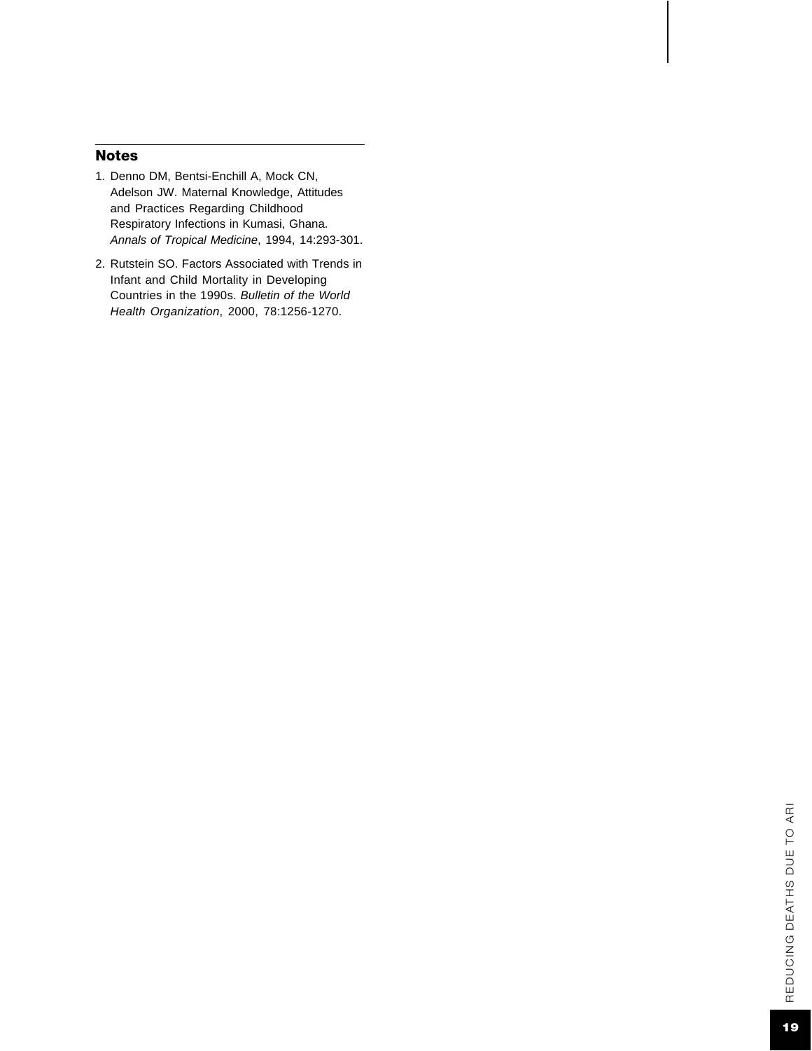## Notes

1. Denno DM, Bentsi-Enchill A, Mock CN, Adelson JW. Maternal Knowledge, Attitudes and Practices Regarding Childhood Respiratory Infections in Kumasi, Ghana. *Annals of Tropical Medicine*, 1994, 14:293-301.
2. Rutstein SO. Factors Associated with Trends in Infant and Child Mortality in Developing Countries in the 1990s. *Bulletin of the World Health Organization*, 2000, 78:1256-1270.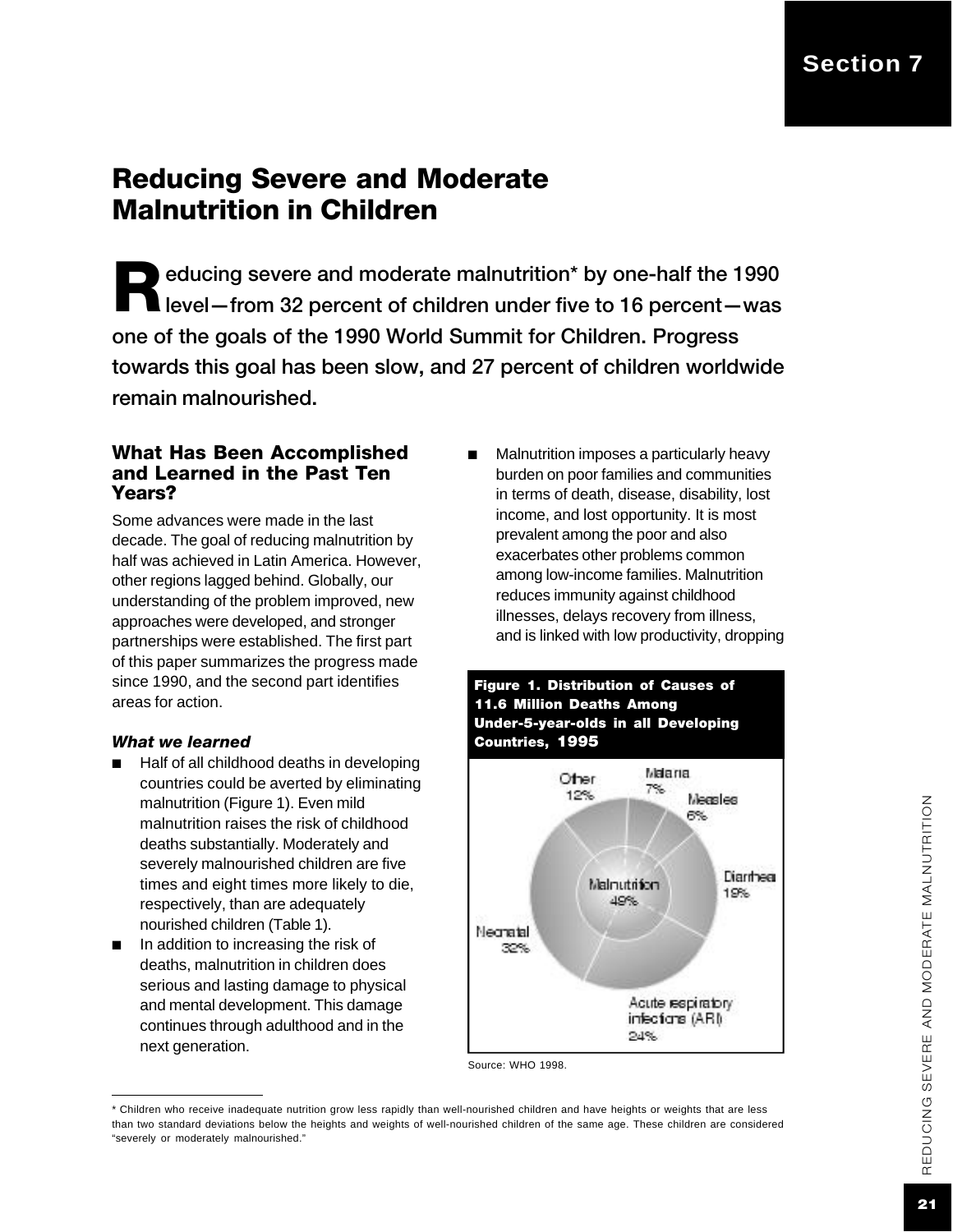# Reducing Severe and Moderate Malnutrition in Children

**Reducing severe and moderate malnutrition* by one-half the 1990 level—from 32 percent of children under five to 16 percent—was one of the goals of the 1990 World Summit for Children. Progress towards this goal has been slow, and 27 percent of children worldwide remain malnourished.**

## What Has Been Accomplished and Learned in the Past Ten Years?

Some advances were made in the last decade. The goal of reducing malnutrition by half was achieved in Latin America. However, other regions lagged behind. Globally, our understanding of the problem improved, new approaches were developed, and stronger partnerships were established. The first part of this paper summarizes the progress made since 1990, and the second part identifies areas for action.

### *What we learned*

- Half of all childhood deaths in developing countries could be averted by eliminating malnutrition (Figure 1). Even mild malnutrition raises the risk of childhood deaths substantially. Moderately and severely malnourished children are five times and eight times more likely to die, respectively, than are adequately nourished children (Table 1).
- In addition to increasing the risk of deaths, malnutrition in children does serious and lasting damage to physical and mental development. This damage continues through adulthood and in the next generation.
- Malnutrition imposes a particularly heavy burden on poor families and communities in terms of death, disease, disability, lost income, and lost opportunity. It is most prevalent among the poor and also exacerbates other problems common among low-income families. Malnutrition reduces immunity against childhood illnesses, delays recovery from illness, and is linked with low productivity, dropping

**Figure 1. Distribution of Causes of 11.6 Million Deaths Among Under-5-year-olds in all Developing Countries, 1995**

| Cause | Percent |
|---|---|
| Malnutrition | 49% |
| Neonatal | 32% |
| Acute respiratory infections (ARI) | 24% |
| Diarrhea | 19% |
| Other | 12% |
| Malaria | 7% |
| Measles | 6% |

Source: WHO 1998.

---

* Children who receive inadequate nutrition grow less rapidly than well-nourished children and have heights or weights that are less than two standard deviations below the heights and weights of well-nourished children of the same age. These children are considered "severely or moderately malnourished."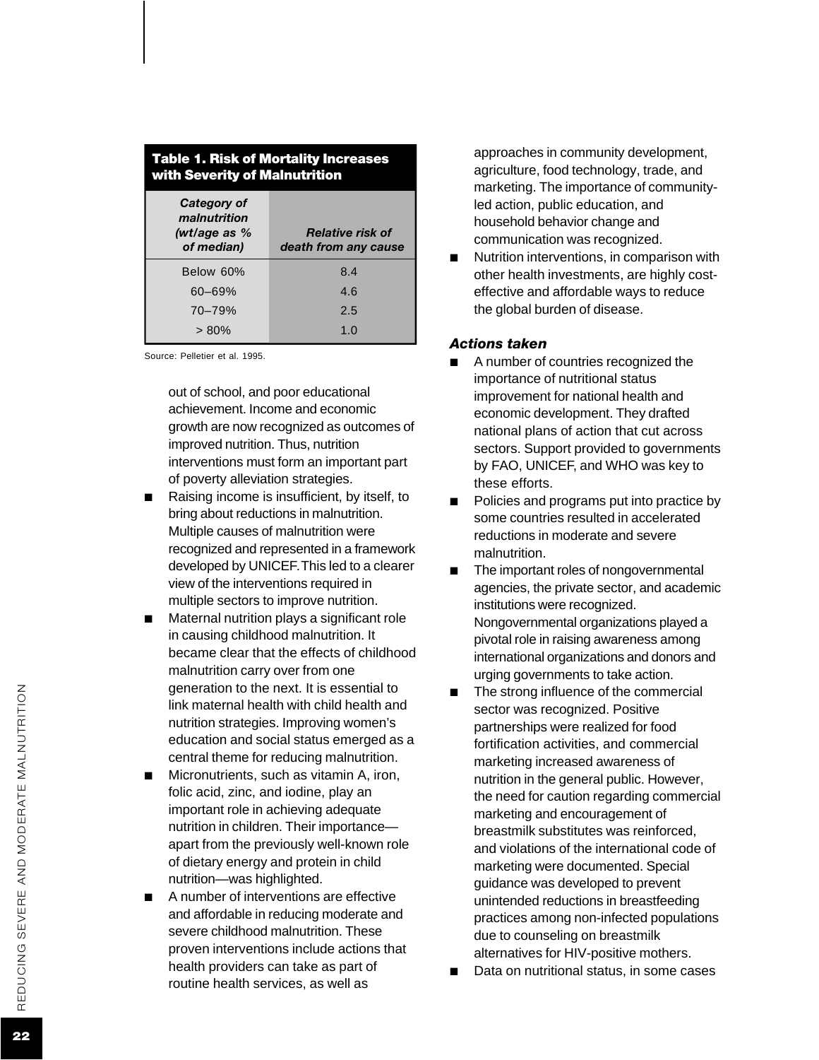**Table 1. Risk of Mortality Increases with Severity of Malnutrition**

| *Category of malnutrition (wt/age as % of median)* | *Relative risk of death from any cause* |
| --- | --- |
| Below 60% | 8.4 |
| 60–69% | 4.6 |
| 70–79% | 2.5 |
| > 80% | 1.0 |

Source: Pelletier et al. 1995.

out of school, and poor educational achievement. Income and economic growth are now recognized as outcomes of improved nutrition. Thus, nutrition interventions must form an important part of poverty alleviation strategies.

- Raising income is insufficient, by itself, to bring about reductions in malnutrition. Multiple causes of malnutrition were recognized and represented in a framework developed by UNICEF. This led to a clearer view of the interventions required in multiple sectors to improve nutrition.
- Maternal nutrition plays a significant role in causing childhood malnutrition. It became clear that the effects of childhood malnutrition carry over from one generation to the next. It is essential to link maternal health with child health and nutrition strategies. Improving women's education and social status emerged as a central theme for reducing malnutrition.
- Micronutrients, such as vitamin A, iron, folic acid, zinc, and iodine, play an important role in achieving adequate nutrition in children. Their importance—apart from the previously well-known role of dietary energy and protein in child nutrition—was highlighted.
- A number of interventions are effective and affordable in reducing moderate and severe childhood malnutrition. These proven interventions include actions that health providers can take as part of routine health services, as well as approaches in community development, agriculture, food technology, trade, and marketing. The importance of community-led action, public education, and household behavior change and communication was recognized.
- Nutrition interventions, in comparison with other health investments, are highly cost-effective and affordable ways to reduce the global burden of disease.

### *Actions taken*

- A number of countries recognized the importance of nutritional status improvement for national health and economic development. They drafted national plans of action that cut across sectors. Support provided to governments by FAO, UNICEF, and WHO was key to these efforts.
- Policies and programs put into practice by some countries resulted in accelerated reductions in moderate and severe malnutrition.
- The important roles of nongovernmental agencies, the private sector, and academic institutions were recognized. Nongovernmental organizations played a pivotal role in raising awareness among international organizations and donors and urging governments to take action.
- The strong influence of the commercial sector was recognized. Positive partnerships were realized for food fortification activities, and commercial marketing increased awareness of nutrition in the general public. However, the need for caution regarding commercial marketing and encouragement of breastmilk substitutes was reinforced, and violations of the international code of marketing were documented. Special guidance was developed to prevent unintended reductions in breastfeeding practices among non-infected populations due to counseling on breastmilk alternatives for HIV-positive mothers.
- Data on nutritional status, in some cases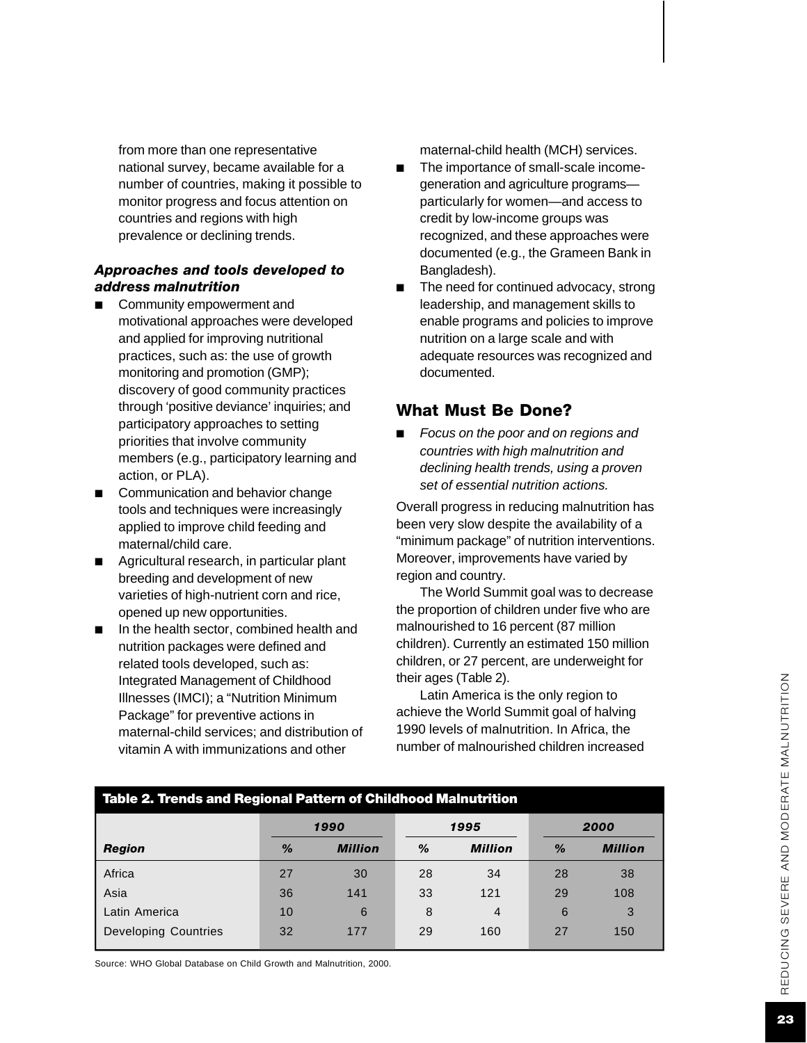from more than one representative national survey, became available for a number of countries, making it possible to monitor progress and focus attention on countries and regions with high prevalence or declining trends.

### *Approaches and tools developed to address malnutrition*

- Community empowerment and motivational approaches were developed and applied for improving nutritional practices, such as: the use of growth monitoring and promotion (GMP); discovery of good community practices through 'positive deviance' inquiries; and participatory approaches to setting priorities that involve community members (e.g., participatory learning and action, or PLA).
- Communication and behavior change tools and techniques were increasingly applied to improve child feeding and maternal/child care.
- Agricultural research, in particular plant breeding and development of new varieties of high-nutrient corn and rice, opened up new opportunities.
- In the health sector, combined health and nutrition packages were defined and related tools developed, such as: Integrated Management of Childhood Illnesses (IMCI); a "Nutrition Minimum Package" for preventive actions in maternal-child services; and distribution of vitamin A with immunizations and other maternal-child health (MCH) services.
- The importance of small-scale income-generation and agriculture programs—particularly for women—and access to credit by low-income groups was recognized, and these approaches were documented (e.g., the Grameen Bank in Bangladesh).
- The need for continued advocacy, strong leadership, and management skills to enable programs and policies to improve nutrition on a large scale and with adequate resources was recognized and documented.

## What Must Be Done?

- *Focus on the poor and on regions and countries with high malnutrition and declining health trends, using a proven set of essential nutrition actions.*

Overall progress in reducing malnutrition has been very slow despite the availability of a "minimum package" of nutrition interventions. Moreover, improvements have varied by region and country.

The World Summit goal was to decrease the proportion of children under five who are malnourished to 16 percent (87 million children). Currently an estimated 150 million children, or 27 percent, are underweight for their ages (Table 2).

Latin America is the only region to achieve the World Summit goal of halving 1990 levels of malnutrition. In Africa, the number of malnourished children increased

**Table 2. Trends and Regional Pattern of Childhood Malnutrition**

| | 1990 | | 1995 | | 2000 | |
|---|---|---|---|---|---|---|
| ***Region*** | ***%*** | ***Million*** | ***%*** | ***Million*** | ***%*** | ***Million*** |
| Africa | 27 | 30 | 28 | 34 | 28 | 38 |
| Asia | 36 | 141 | 33 | 121 | 29 | 108 |
| Latin America | 10 | 6 | 8 | 4 | 6 | 3 |
| Developing Countries | 32 | 177 | 29 | 160 | 27 | 150 |

Source: WHO Global Database on Child Growth and Malnutrition, 2000.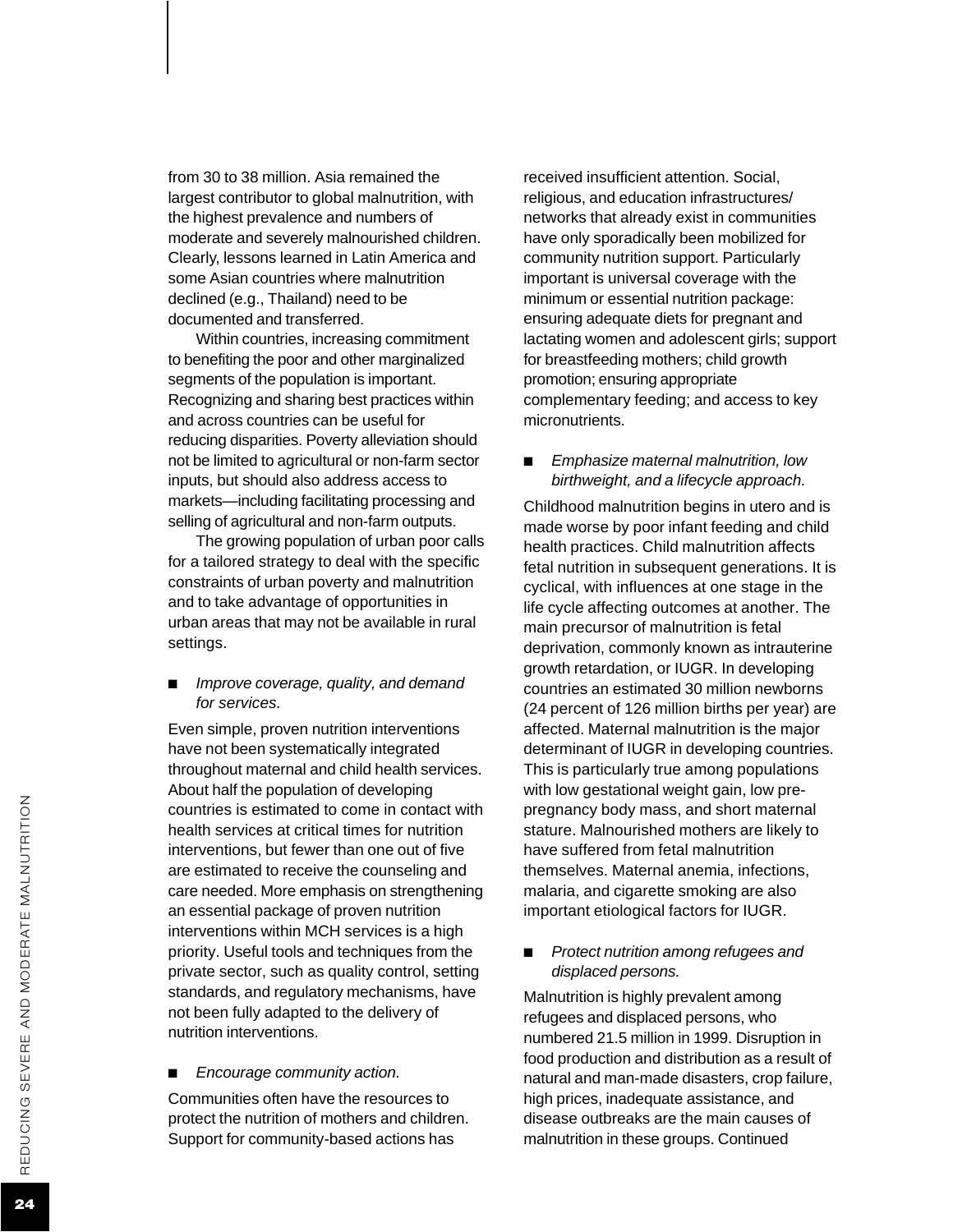from 30 to 38 million. Asia remained the largest contributor to global malnutrition, with the highest prevalence and numbers of moderate and severely malnourished children. Clearly, lessons learned in Latin America and some Asian countries where malnutrition declined (e.g., Thailand) need to be documented and transferred.

Within countries, increasing commitment to benefiting the poor and other marginalized segments of the population is important. Recognizing and sharing best practices within and across countries can be useful for reducing disparities. Poverty alleviation should not be limited to agricultural or non-farm sector inputs, but should also address access to markets—including facilitating processing and selling of agricultural and non-farm outputs.

The growing population of urban poor calls for a tailored strategy to deal with the specific constraints of urban poverty and malnutrition and to take advantage of opportunities in urban areas that may not be available in rural settings.

- *Improve coverage, quality, and demand for services.*

Even simple, proven nutrition interventions have not been systematically integrated throughout maternal and child health services. About half the population of developing countries is estimated to come in contact with health services at critical times for nutrition interventions, but fewer than one out of five are estimated to receive the counseling and care needed. More emphasis on strengthening an essential package of proven nutrition interventions within MCH services is a high priority. Useful tools and techniques from the private sector, such as quality control, setting standards, and regulatory mechanisms, have not been fully adapted to the delivery of nutrition interventions.

- *Encourage community action.*

Communities often have the resources to protect the nutrition of mothers and children. Support for community-based actions has received insufficient attention. Social, religious, and education infrastructures/ networks that already exist in communities have only sporadically been mobilized for community nutrition support. Particularly important is universal coverage with the minimum or essential nutrition package: ensuring adequate diets for pregnant and lactating women and adolescent girls; support for breastfeeding mothers; child growth promotion; ensuring appropriate complementary feeding; and access to key micronutrients.

- *Emphasize maternal malnutrition, low birthweight, and a lifecycle approach.*

Childhood malnutrition begins in utero and is made worse by poor infant feeding and child health practices. Child malnutrition affects fetal nutrition in subsequent generations. It is cyclical, with influences at one stage in the life cycle affecting outcomes at another. The main precursor of malnutrition is fetal deprivation, commonly known as intrauterine growth retardation, or IUGR. In developing countries an estimated 30 million newborns (24 percent of 126 million births per year) are affected. Maternal malnutrition is the major determinant of IUGR in developing countries. This is particularly true among populations with low gestational weight gain, low pre-pregnancy body mass, and short maternal stature. Malnourished mothers are likely to have suffered from fetal malnutrition themselves. Maternal anemia, infections, malaria, and cigarette smoking are also important etiological factors for IUGR.

- *Protect nutrition among refugees and displaced persons.*

Malnutrition is highly prevalent among refugees and displaced persons, who numbered 21.5 million in 1999. Disruption in food production and distribution as a result of natural and man-made disasters, crop failure, high prices, inadequate assistance, and disease outbreaks are the main causes of malnutrition in these groups. Continued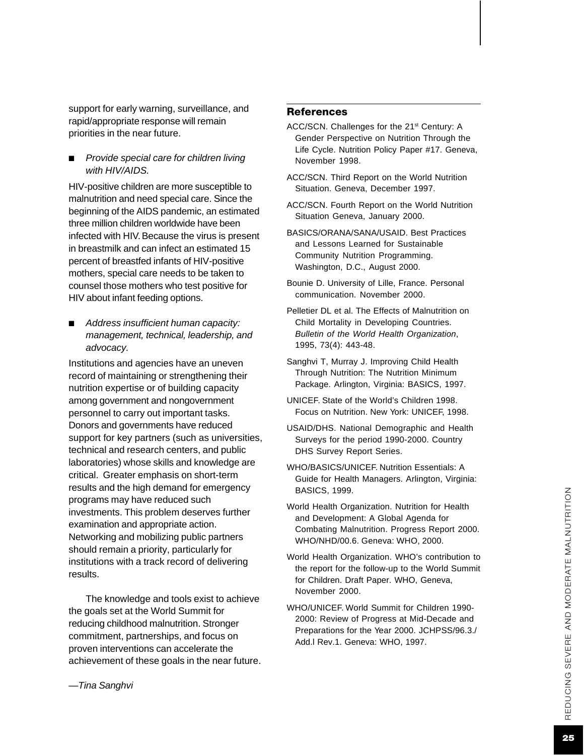support for early warning, surveillance, and rapid/appropriate response will remain priorities in the near future.

- *Provide special care for children living with HIV/AIDS.*

HIV-positive children are more susceptible to malnutrition and need special care. Since the beginning of the AIDS pandemic, an estimated three million children worldwide have been infected with HIV. Because the virus is present in breastmilk and can infect an estimated 15 percent of breastfed infants of HIV-positive mothers, special care needs to be taken to counsel those mothers who test positive for HIV about infant feeding options.

- *Address insufficient human capacity: management, technical, leadership, and advocacy.*

Institutions and agencies have an uneven record of maintaining or strengthening their nutrition expertise or of building capacity among government and nongovernment personnel to carry out important tasks. Donors and governments have reduced support for key partners (such as universities, technical and research centers, and public laboratories) whose skills and knowledge are critical. Greater emphasis on short-term results and the high demand for emergency programs may have reduced such investments. This problem deserves further examination and appropriate action. Networking and mobilizing public partners should remain a priority, particularly for institutions with a track record of delivering results.

The knowledge and tools exist to achieve the goals set at the World Summit for reducing childhood malnutrition. Stronger commitment, partnerships, and focus on proven interventions can accelerate the achievement of these goals in the near future.

*—Tina Sanghvi*

## References

ACC/SCN. Challenges for the 21st Century: A Gender Perspective on Nutrition Through the Life Cycle. Nutrition Policy Paper #17. Geneva, November 1998.

ACC/SCN. Third Report on the World Nutrition Situation. Geneva, December 1997.

ACC/SCN. Fourth Report on the World Nutrition Situation Geneva, January 2000.

BASICS/ORANA/SANA/USAID. Best Practices and Lessons Learned for Sustainable Community Nutrition Programming. Washington, D.C., August 2000.

Bounie D. University of Lille, France. Personal communication. November 2000.

Pelletier DL et al. The Effects of Malnutrition on Child Mortality in Developing Countries. *Bulletin of the World Health Organization*, 1995, 73(4): 443-48.

Sanghvi T, Murray J. Improving Child Health Through Nutrition: The Nutrition Minimum Package. Arlington, Virginia: BASICS, 1997.

UNICEF. State of the World's Children 1998. Focus on Nutrition. New York: UNICEF, 1998.

USAID/DHS. National Demographic and Health Surveys for the period 1990-2000. Country DHS Survey Report Series.

WHO/BASICS/UNICEF. Nutrition Essentials: A Guide for Health Managers. Arlington, Virginia: BASICS, 1999.

World Health Organization. Nutrition for Health and Development: A Global Agenda for Combating Malnutrition. Progress Report 2000. WHO/NHD/00.6. Geneva: WHO, 2000.

World Health Organization. WHO's contribution to the report for the follow-up to the World Summit for Children. Draft Paper. WHO, Geneva, November 2000.

WHO/UNICEF. World Summit for Children 1990-2000: Review of Progress at Mid-Decade and Preparations for the Year 2000. JCHPSS/96.3./Add.l Rev.1. Geneva: WHO, 1997.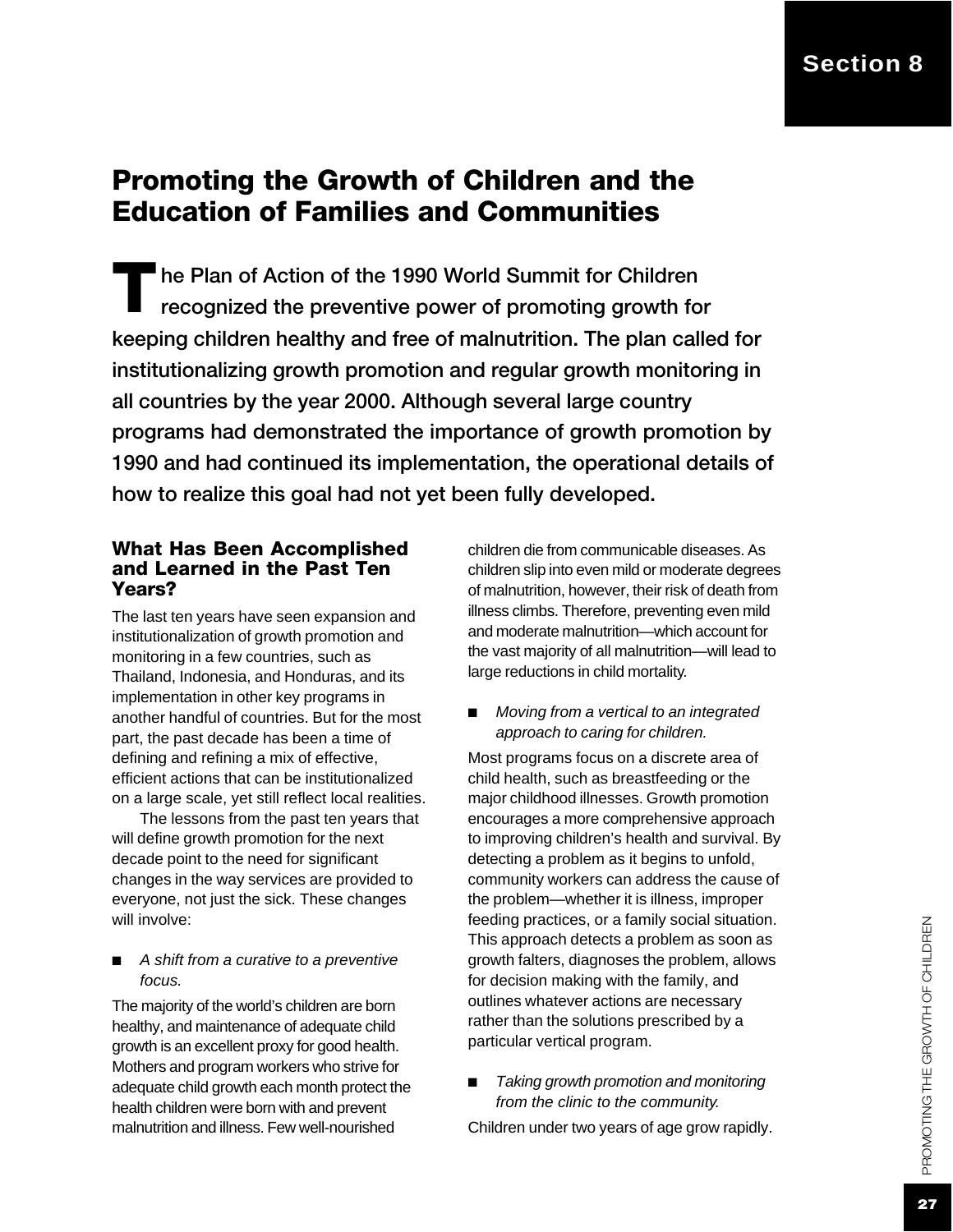## Promoting the Growth of Children and the Education of Families and Communities

**The Plan of Action of the 1990 World Summit for Children recognized the preventive power of promoting growth for keeping children healthy and free of malnutrition. The plan called for institutionalizing growth promotion and regular growth monitoring in all countries by the year 2000. Although several large country programs had demonstrated the importance of growth promotion by 1990 and had continued its implementation, the operational details of how to realize this goal had not yet been fully developed.**

### What Has Been Accomplished and Learned in the Past Ten Years?

The last ten years have seen expansion and institutionalization of growth promotion and monitoring in a few countries, such as Thailand, Indonesia, and Honduras, and its implementation in other key programs in another handful of countries. But for the most part, the past decade has been a time of defining and refining a mix of effective, efficient actions that can be institutionalized on a large scale, yet still reflect local realities.

The lessons from the past ten years that will define growth promotion for the next decade point to the need for significant changes in the way services are provided to everyone, not just the sick. These changes will involve:

- *A shift from a curative to a preventive focus.*

The majority of the world's children are born healthy, and maintenance of adequate child growth is an excellent proxy for good health. Mothers and program workers who strive for adequate child growth each month protect the health children were born with and prevent malnutrition and illness. Few well-nourished children die from communicable diseases. As children slip into even mild or moderate degrees of malnutrition, however, their risk of death from illness climbs. Therefore, preventing even mild and moderate malnutrition—which account for the vast majority of all malnutrition—will lead to large reductions in child mortality.

- *Moving from a vertical to an integrated approach to caring for children.*

Most programs focus on a discrete area of child health, such as breastfeeding or the major childhood illnesses. Growth promotion encourages a more comprehensive approach to improving children's health and survival. By detecting a problem as it begins to unfold, community workers can address the cause of the problem—whether it is illness, improper feeding practices, or a family social situation. This approach detects a problem as soon as growth falters, diagnoses the problem, allows for decision making with the family, and outlines whatever actions are necessary rather than the solutions prescribed by a particular vertical program.

- *Taking growth promotion and monitoring from the clinic to the community.*

Children under two years of age grow rapidly.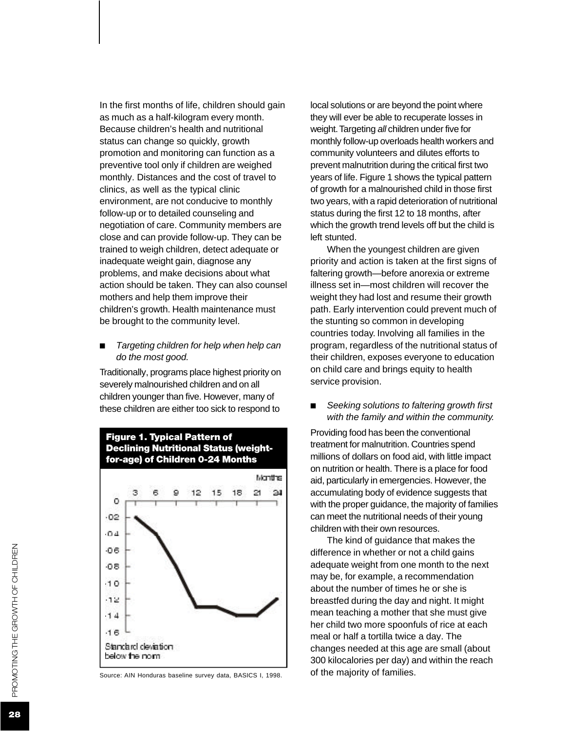In the first months of life, children should gain as much as a half-kilogram every month. Because children's health and nutritional status can change so quickly, growth promotion and monitoring can function as a preventive tool only if children are weighed monthly. Distances and the cost of travel to clinics, as well as the typical clinic environment, are not conducive to monthly follow-up or to detailed counseling and negotiation of care. Community members are close and can provide follow-up. They can be trained to weigh children, detect adequate or inadequate weight gain, diagnose any problems, and make decisions about what action should be taken. They can also counsel mothers and help them improve their children's growth. Health maintenance must be brought to the community level.

- *Targeting children for help when help can do the most good.*

Traditionally, programs place highest priority on severely malnourished children and on all children younger than five. However, many of these children are either too sick to respond to local solutions or are beyond the point where they will ever be able to recuperate losses in weight. Targeting *all* children under five for monthly follow-up overloads health workers and community volunteers and dilutes efforts to prevent malnutrition during the critical first two years of life. Figure 1 shows the typical pattern of growth for a malnourished child in those first two years, with a rapid deterioration of nutritional status during the first 12 to 18 months, after which the growth trend levels off but the child is left stunted.

**Figure 1. Typical Pattern of Declining Nutritional Status (weight-for-age) of Children 0-24 Months**

Source: AIN Honduras baseline survey data, BASICS I, 1998.

When the youngest children are given priority and action is taken at the first signs of faltering growth—before anorexia or extreme illness set in—most children will recover the weight they had lost and resume their growth path. Early intervention could prevent much of the stunting so common in developing countries today. Involving all families in the program, regardless of the nutritional status of their children, exposes everyone to education on child care and brings equity to health service provision.

- *Seeking solutions to faltering growth first with the family and within the community.*

Providing food has been the conventional treatment for malnutrition. Countries spend millions of dollars on food aid, with little impact on nutrition or health. There is a place for food aid, particularly in emergencies. However, the accumulating body of evidence suggests that with the proper guidance, the majority of families can meet the nutritional needs of their young children with their own resources.

The kind of guidance that makes the difference in whether or not a child gains adequate weight from one month to the next may be, for example, a recommendation about the number of times he or she is breastfed during the day and night. It might mean teaching a mother that she must give her child two more spoonfuls of rice at each meal or half a tortilla twice a day. The changes needed at this age are small (about 300 kilocalories per day) and within the reach of the majority of families.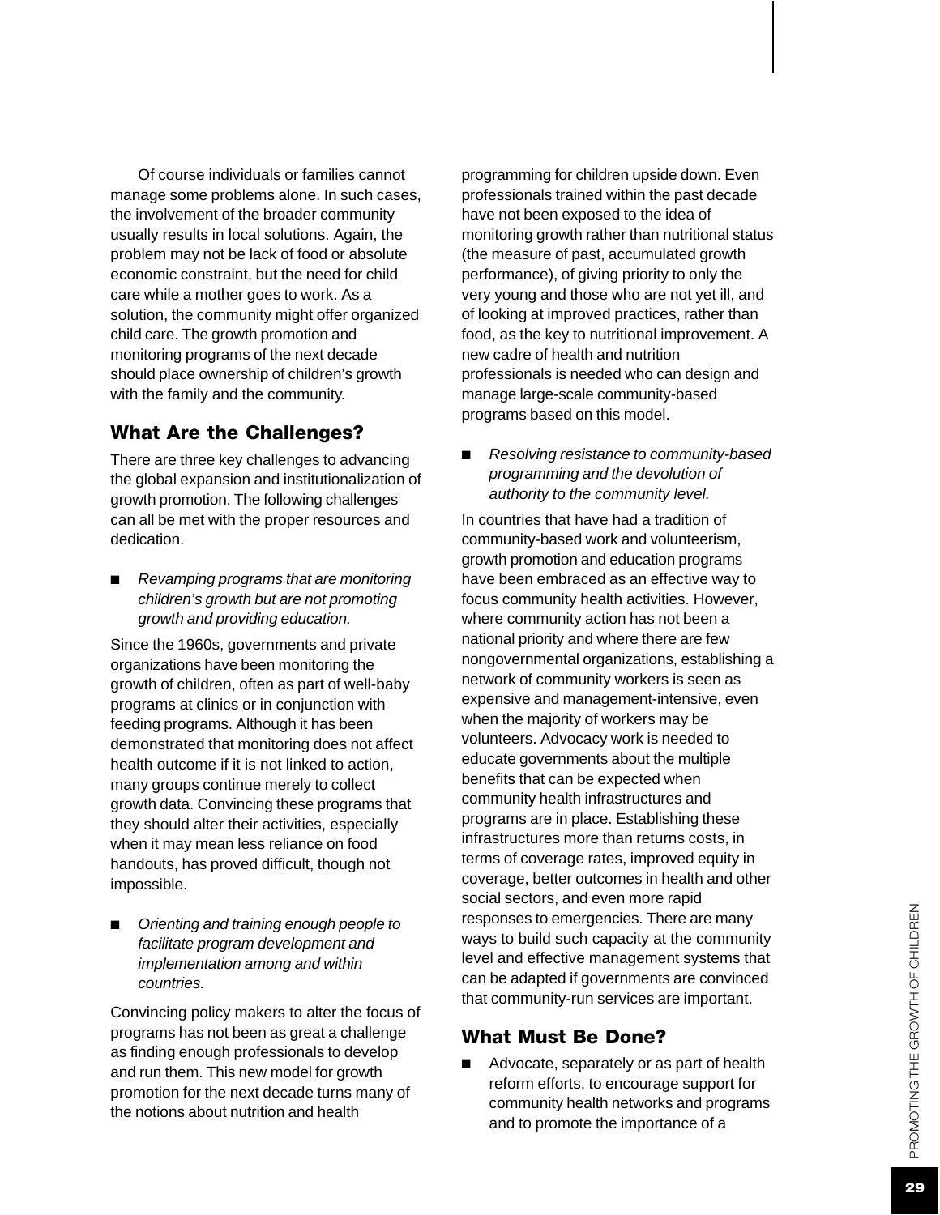Of course individuals or families cannot manage some problems alone. In such cases, the involvement of the broader community usually results in local solutions. Again, the problem may not be lack of food or absolute economic constraint, but the need for child care while a mother goes to work. As a solution, the community might offer organized child care. The growth promotion and monitoring programs of the next decade should place ownership of children's growth with the family and the community.

## What Are the Challenges?

There are three key challenges to advancing the global expansion and institutionalization of growth promotion. The following challenges can all be met with the proper resources and dedication.

- *Revamping programs that are monitoring children's growth but are not promoting growth and providing education.*

Since the 1960s, governments and private organizations have been monitoring the growth of children, often as part of well-baby programs at clinics or in conjunction with feeding programs. Although it has been demonstrated that monitoring does not affect health outcome if it is not linked to action, many groups continue merely to collect growth data. Convincing these programs that they should alter their activities, especially when it may mean less reliance on food handouts, has proved difficult, though not impossible.

- *Orienting and training enough people to facilitate program development and implementation among and within countries.*

Convincing policy makers to alter the focus of programs has not been as great a challenge as finding enough professionals to develop and run them. This new model for growth promotion for the next decade turns many of the notions about nutrition and health programming for children upside down. Even professionals trained within the past decade have not been exposed to the idea of monitoring growth rather than nutritional status (the measure of past, accumulated growth performance), of giving priority to only the very young and those who are not yet ill, and of looking at improved practices, rather than food, as the key to nutritional improvement. A new cadre of health and nutrition professionals is needed who can design and manage large-scale community-based programs based on this model.

- *Resolving resistance to community-based programming and the devolution of authority to the community level.*

In countries that have had a tradition of community-based work and volunteerism, growth promotion and education programs have been embraced as an effective way to focus community health activities. However, where community action has not been a national priority and where there are few nongovernmental organizations, establishing a network of community workers is seen as expensive and management-intensive, even when the majority of workers may be volunteers. Advocacy work is needed to educate governments about the multiple benefits that can be expected when community health infrastructures and programs are in place. Establishing these infrastructures more than returns costs, in terms of coverage rates, improved equity in coverage, better outcomes in health and other social sectors, and even more rapid responses to emergencies. There are many ways to build such capacity at the community level and effective management systems that can be adapted if governments are convinced that community-run services are important.

## What Must Be Done?

- Advocate, separately or as part of health reform efforts, to encourage support for community health networks and programs and to promote the importance of a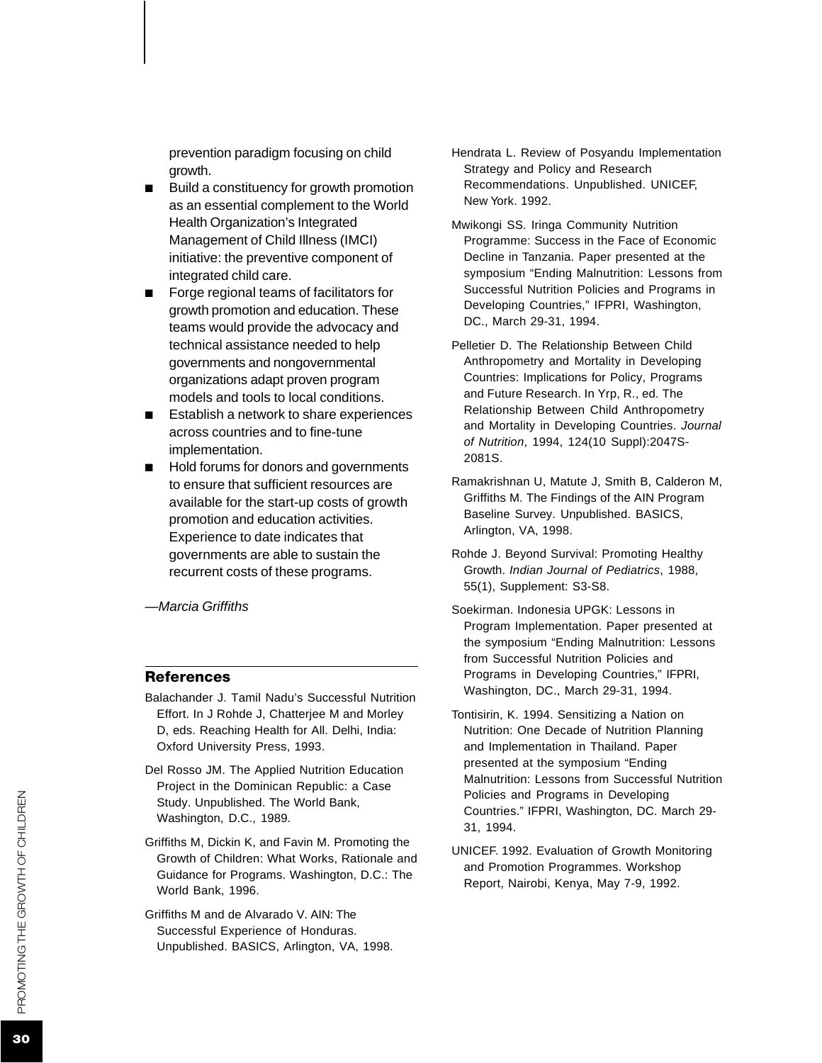prevention paradigm focusing on child growth.

- Build a constituency for growth promotion as an essential complement to the World Health Organization's Integrated Management of Child Illness (IMCI) initiative: the preventive component of integrated child care.
- Forge regional teams of facilitators for growth promotion and education. These teams would provide the advocacy and technical assistance needed to help governments and nongovernmental organizations adapt proven program models and tools to local conditions.
- Establish a network to share experiences across countries and to fine-tune implementation.
- Hold forums for donors and governments to ensure that sufficient resources are available for the start-up costs of growth promotion and education activities. Experience to date indicates that governments are able to sustain the recurrent costs of these programs.

—*Marcia Griffiths*

## References

Balachander J. Tamil Nadu's Successful Nutrition Effort. In J Rohde J, Chatterjee M and Morley D, eds. Reaching Health for All. Delhi, India: Oxford University Press, 1993.

Del Rosso JM. The Applied Nutrition Education Project in the Dominican Republic: a Case Study. Unpublished. The World Bank, Washington, D.C., 1989.

Griffiths M, Dickin K, and Favin M. Promoting the Growth of Children: What Works, Rationale and Guidance for Programs. Washington, D.C.: The World Bank, 1996.

Griffiths M and de Alvarado V. AIN: The Successful Experience of Honduras. Unpublished. BASICS, Arlington, VA, 1998.

Hendrata L. Review of Posyandu Implementation Strategy and Policy and Research Recommendations. Unpublished. UNICEF, New York. 1992.

Mwikongi SS. Iringa Community Nutrition Programme: Success in the Face of Economic Decline in Tanzania. Paper presented at the symposium "Ending Malnutrition: Lessons from Successful Nutrition Policies and Programs in Developing Countries," IFPRI, Washington, DC., March 29-31, 1994.

Pelletier D. The Relationship Between Child Anthropometry and Mortality in Developing Countries: Implications for Policy, Programs and Future Research. In Yrp, R., ed. The Relationship Between Child Anthropometry and Mortality in Developing Countries. *Journal of Nutrition*, 1994, 124(10 Suppl):2047S-2081S.

Ramakrishnan U, Matute J, Smith B, Calderon M, Griffiths M. The Findings of the AIN Program Baseline Survey. Unpublished. BASICS, Arlington, VA, 1998.

Rohde J. Beyond Survival: Promoting Healthy Growth. *Indian Journal of Pediatrics*, 1988, 55(1), Supplement: S3-S8.

Soekirman. Indonesia UPGK: Lessons in Program Implementation. Paper presented at the symposium "Ending Malnutrition: Lessons from Successful Nutrition Policies and Programs in Developing Countries," IFPRI, Washington, DC., March 29-31, 1994.

Tontisirin, K. 1994. Sensitizing a Nation on Nutrition: One Decade of Nutrition Planning and Implementation in Thailand. Paper presented at the symposium "Ending Malnutrition: Lessons from Successful Nutrition Policies and Programs in Developing Countries." IFPRI, Washington, DC. March 29-31, 1994.

UNICEF. 1992. Evaluation of Growth Monitoring and Promotion Programmes. Workshop Report, Nairobi, Kenya, May 7-9, 1992.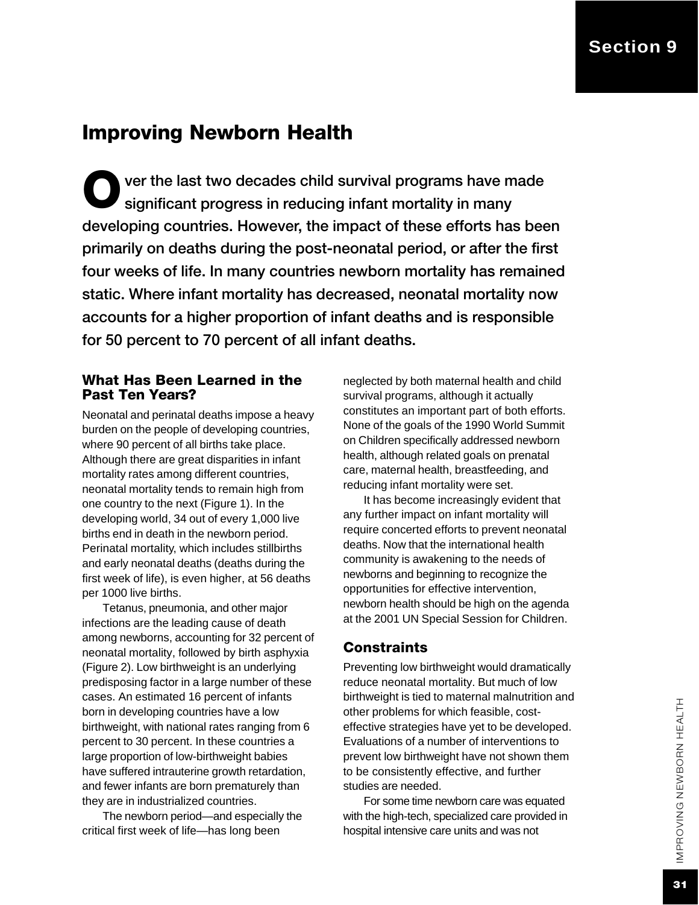## Section 9

# Improving Newborn Health

**Over the last two decades child survival programs have made significant progress in reducing infant mortality in many developing countries. However, the impact of these efforts has been primarily on deaths during the post-neonatal period, or after the first four weeks of life. In many countries newborn mortality has remained static. Where infant mortality has decreased, neonatal mortality now accounts for a higher proportion of infant deaths and is responsible for 50 percent to 70 percent of all infant deaths.**

### What Has Been Learned in the Past Ten Years?

Neonatal and perinatal deaths impose a heavy burden on the people of developing countries, where 90 percent of all births take place. Although there are great disparities in infant mortality rates among different countries, neonatal mortality tends to remain high from one country to the next (Figure 1). In the developing world, 34 out of every 1,000 live births end in death in the newborn period. Perinatal mortality, which includes stillbirths and early neonatal deaths (deaths during the first week of life), is even higher, at 56 deaths per 1000 live births.

Tetanus, pneumonia, and other major infections are the leading cause of death among newborns, accounting for 32 percent of neonatal mortality, followed by birth asphyxia (Figure 2). Low birthweight is an underlying predisposing factor in a large number of these cases. An estimated 16 percent of infants born in developing countries have a low birthweight, with national rates ranging from 6 percent to 30 percent. In these countries a large proportion of low-birthweight babies have suffered intrauterine growth retardation, and fewer infants are born prematurely than they are in industrialized countries.

The newborn period—and especially the critical first week of life—has long been neglected by both maternal health and child survival programs, although it actually constitutes an important part of both efforts. None of the goals of the 1990 World Summit on Children specifically addressed newborn health, although related goals on prenatal care, maternal health, breastfeeding, and reducing infant mortality were set.

It has become increasingly evident that any further impact on infant mortality will require concerted efforts to prevent neonatal deaths. Now that the international health community is awakening to the needs of newborns and beginning to recognize the opportunities for effective intervention, newborn health should be high on the agenda at the 2001 UN Special Session for Children.

### Constraints

Preventing low birthweight would dramatically reduce neonatal mortality. But much of low birthweight is tied to maternal malnutrition and other problems for which feasible, cost-effective strategies have yet to be developed. Evaluations of a number of interventions to prevent low birthweight have not shown them to be consistently effective, and further studies are needed.

For some time newborn care was equated with the high-tech, specialized care provided in hospital intensive care units and was not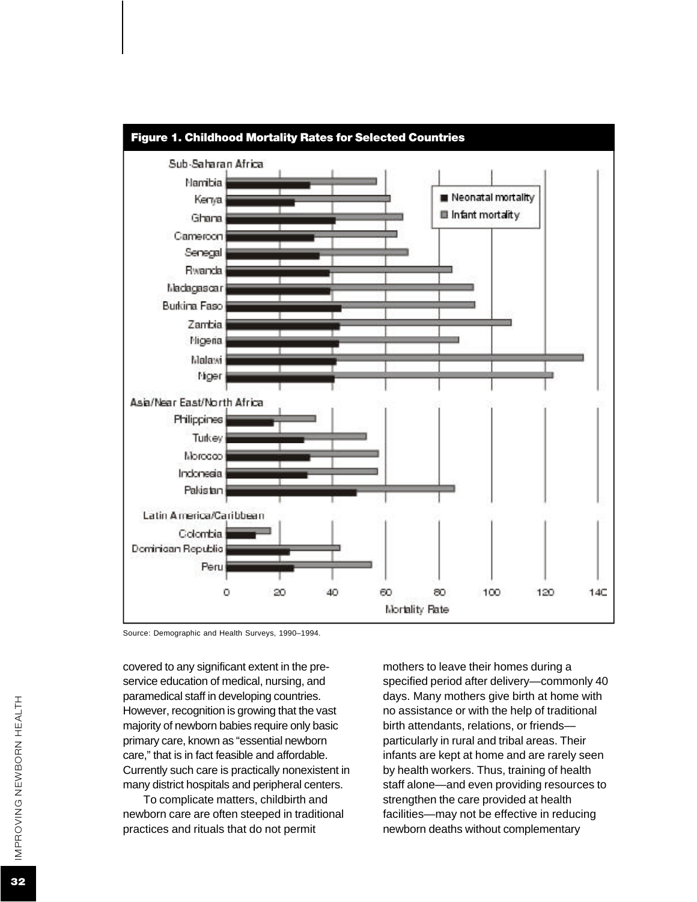**Figure 1. Childhood Mortality Rates for Selected Countries**

Source: Demographic and Health Surveys, 1990–1994.

covered to any significant extent in the pre-service education of medical, nursing, and paramedical staff in developing countries. However, recognition is growing that the vast majority of newborn babies require only basic primary care, known as "essential newborn care," that is in fact feasible and affordable. Currently such care is practically nonexistent in many district hospitals and peripheral centers.

To complicate matters, childbirth and newborn care are often steeped in traditional practices and rituals that do not permit mothers to leave their homes during a specified period after delivery—commonly 40 days. Many mothers give birth at home with no assistance or with the help of traditional birth attendants, relations, or friends—particularly in rural and tribal areas. Their infants are kept at home and are rarely seen by health workers. Thus, training of health staff alone—and even providing resources to strengthen the care provided at health facilities—may not be effective in reducing newborn deaths without complementary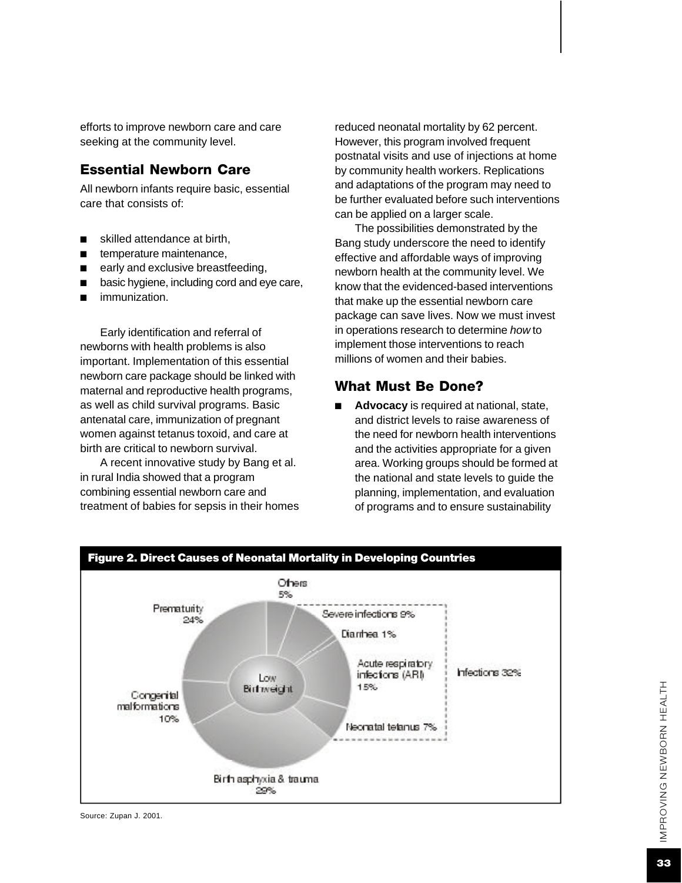efforts to improve newborn care and care seeking at the community level.

## Essential Newborn Care

All newborn infants require basic, essential care that consists of:

- skilled attendance at birth,
- temperature maintenance,
- early and exclusive breastfeeding,
- basic hygiene, including cord and eye care,
- immunization.

Early identification and referral of newborns with health problems is also important. Implementation of this essential newborn care package should be linked with maternal and reproductive health programs, as well as child survival programs. Basic antenatal care, immunization of pregnant women against tetanus toxoid, and care at birth are critical to newborn survival.

A recent innovative study by Bang et al. in rural India showed that a program combining essential newborn care and treatment of babies for sepsis in their homes reduced neonatal mortality by 62 percent. However, this program involved frequent postnatal visits and use of injections at home by community health workers. Replications and adaptations of the program may need to be further evaluated before such interventions can be applied on a larger scale.

The possibilities demonstrated by the Bang study underscore the need to identify effective and affordable ways of improving newborn health at the community level. We know that the evidenced-based interventions that make up the essential newborn care package can save lives. Now we must invest in operations research to determine *how* to implement those interventions to reach millions of women and their babies.

## What Must Be Done?

- **Advocacy** is required at national, state, and district levels to raise awareness of the need for newborn health interventions and the activities appropriate for a given area. Working groups should be formed at the national and state levels to guide the planning, implementation, and evaluation of programs and to ensure sustainability

**Figure 2. Direct Causes of Neonatal Mortality in Developing Countries**

Low Birthweight

- Others 5%
- Severe infections 9%
- Diarrhea 1%
- Acute respiratory infections (ARI) 15%
- Neonatal tetanus 7%
- Infections 32%
- Birth asphyxia & trauma 29%
- Congenital malformations 10%
- Prematurity 24%

Source: Zupan J. 2001.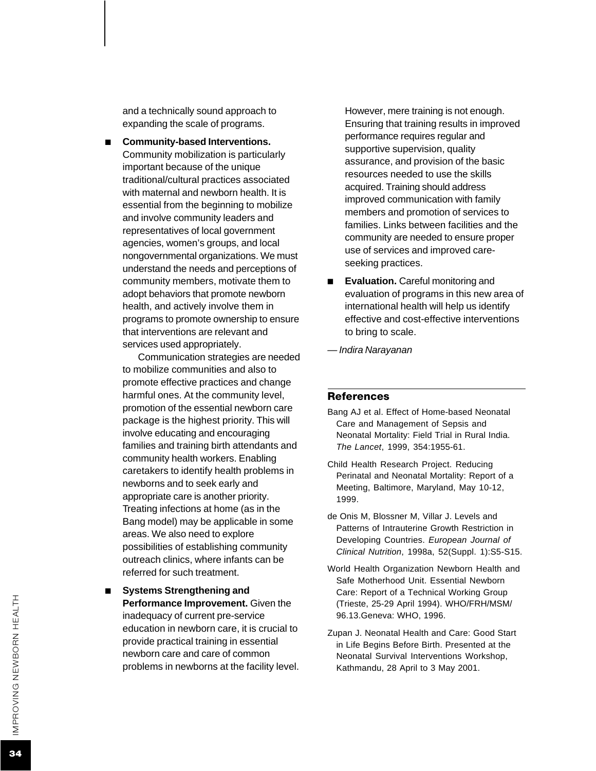and a technically sound approach to expanding the scale of programs.

- **Community-based Interventions.** Community mobilization is particularly important because of the unique traditional/cultural practices associated with maternal and newborn health. It is essential from the beginning to mobilize and involve community leaders and representatives of local government agencies, women's groups, and local nongovernmental organizations. We must understand the needs and perceptions of community members, motivate them to adopt behaviors that promote newborn health, and actively involve them in programs to promote ownership to ensure that interventions are relevant and services used appropriately.

  Communication strategies are needed to mobilize communities and also to promote effective practices and change harmful ones. At the community level, promotion of the essential newborn care package is the highest priority. This will involve educating and encouraging families and training birth attendants and community health workers. Enabling caretakers to identify health problems in newborns and to seek early and appropriate care is another priority. Treating infections at home (as in the Bang model) may be applicable in some areas. We also need to explore possibilities of establishing community outreach clinics, where infants can be referred for such treatment.

- **Systems Strengthening and Performance Improvement.** Given the inadequacy of current pre-service education in newborn care, it is crucial to provide practical training in essential newborn care and care of common problems in newborns at the facility level. However, mere training is not enough. Ensuring that training results in improved performance requires regular and supportive supervision, quality assurance, and provision of the basic resources needed to use the skills acquired. Training should address improved communication with family members and promotion of services to families. Links between facilities and the community are needed to ensure proper use of services and improved care-seeking practices.

- **Evaluation.** Careful monitoring and evaluation of programs in this new area of international health will help us identify effective and cost-effective interventions to bring to scale.

— *Indira Narayanan*

## References

Bang AJ et al. Effect of Home-based Neonatal Care and Management of Sepsis and Neonatal Mortality: Field Trial in Rural India. *The Lancet*, 1999, 354:1955-61.

Child Health Research Project. Reducing Perinatal and Neonatal Mortality: Report of a Meeting, Baltimore, Maryland, May 10-12, 1999.

de Onis M, Blossner M, Villar J. Levels and Patterns of Intrauterine Growth Restriction in Developing Countries. *European Journal of Clinical Nutrition*, 1998a, 52(Suppl. 1):S5-S15.

World Health Organization Newborn Health and Safe Motherhood Unit. Essential Newborn Care: Report of a Technical Working Group (Trieste, 25-29 April 1994). WHO/FRH/MSM/96.13.Geneva: WHO, 1996.

Zupan J. Neonatal Health and Care: Good Start in Life Begins Before Birth. Presented at the Neonatal Survival Interventions Workshop, Kathmandu, 28 April to 3 May 2001.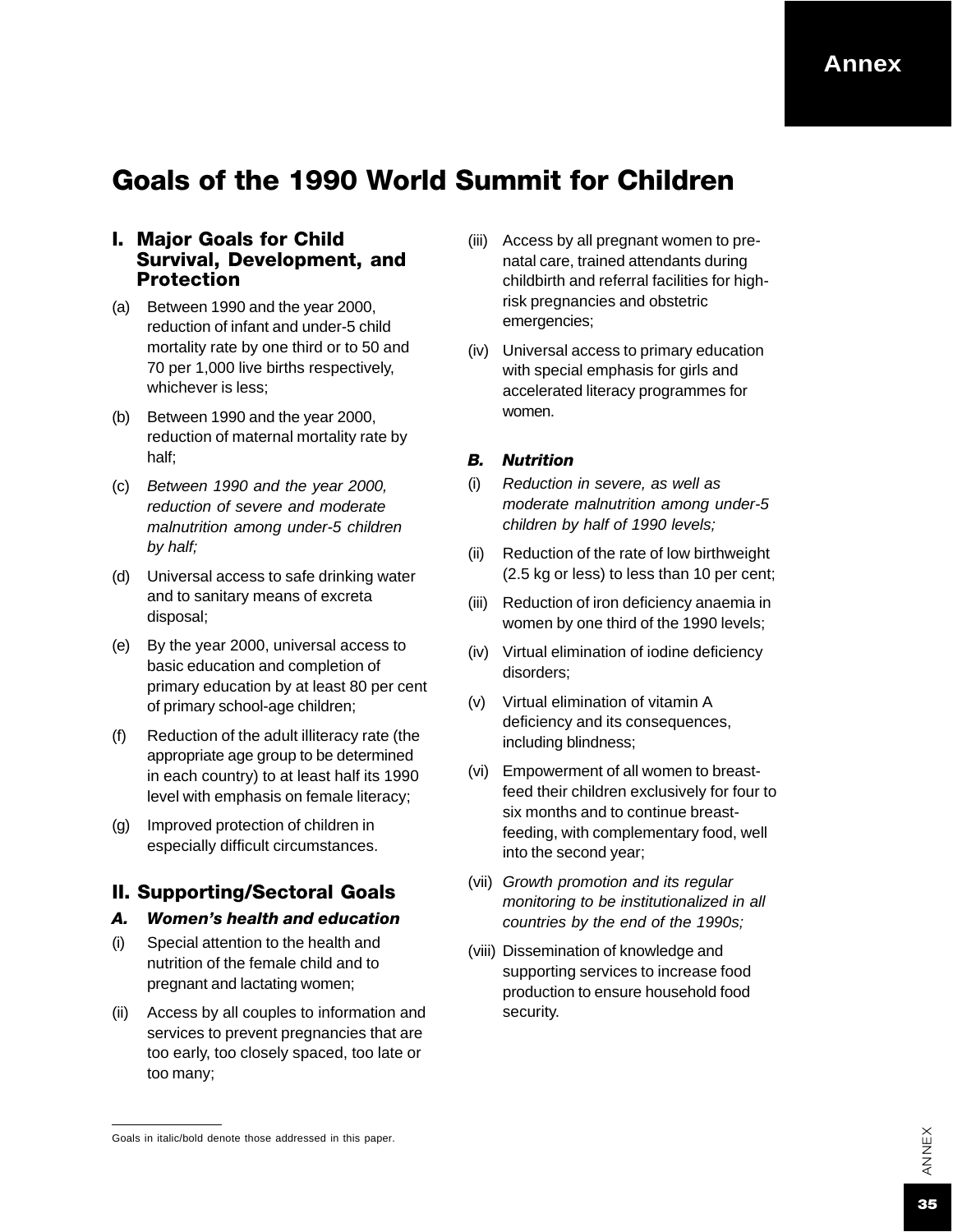# Annex

## Goals of the 1990 World Summit for Children

### I. Major Goals for Child Survival, Development, and Protection

(a) Between 1990 and the year 2000, reduction of infant and under-5 child mortality rate by one third or to 50 and 70 per 1,000 live births respectively, whichever is less;

(b) Between 1990 and the year 2000, reduction of maternal mortality rate by half;

(c) *Between 1990 and the year 2000, reduction of severe and moderate malnutrition among under-5 children by half;*

(d) Universal access to safe drinking water and to sanitary means of excreta disposal;

(e) By the year 2000, universal access to basic education and completion of primary education by at least 80 per cent of primary school-age children;

(f) Reduction of the adult illiteracy rate (the appropriate age group to be determined in each country) to at least half its 1990 level with emphasis on female literacy;

(g) Improved protection of children in especially difficult circumstances.

### II. Supporting/Sectoral Goals

#### *A. Women's health and education*

(i) Special attention to the health and nutrition of the female child and to pregnant and lactating women;

(ii) Access by all couples to information and services to prevent pregnancies that are too early, too closely spaced, too late or too many;

(iii) Access by all pregnant women to pre-natal care, trained attendants during childbirth and referral facilities for high-risk pregnancies and obstetric emergencies;

(iv) Universal access to primary education with special emphasis for girls and accelerated literacy programmes for women.

#### *B. Nutrition*

(i) *Reduction in severe, as well as moderate malnutrition among under-5 children by half of 1990 levels;*

(ii) Reduction of the rate of low birthweight (2.5 kg or less) to less than 10 per cent;

(iii) Reduction of iron deficiency anaemia in women by one third of the 1990 levels;

(iv) Virtual elimination of iodine deficiency disorders;

(v) Virtual elimination of vitamin A deficiency and its consequences, including blindness;

(vi) Empowerment of all women to breast-feed their children exclusively for four to six months and to continue breast-feeding, with complementary food, well into the second year;

(vii) *Growth promotion and its regular monitoring to be institutionalized in all countries by the end of the 1990s;*

(viii) Dissemination of knowledge and supporting services to increase food production to ensure household food security.

---

Goals in italic/bold denote those addressed in this paper.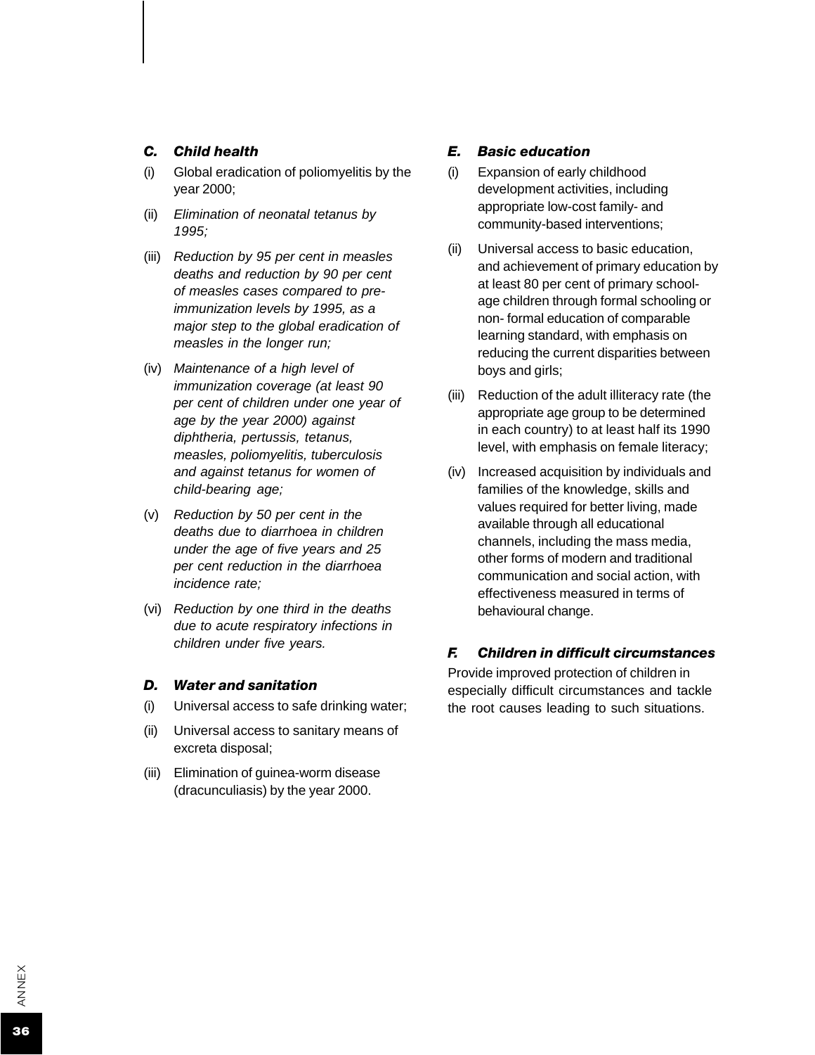### *C. Child health*

(i) Global eradication of poliomyelitis by the year 2000;

(ii) *Elimination of neonatal tetanus by 1995;*

(iii) *Reduction by 95 per cent in measles deaths and reduction by 90 per cent of measles cases compared to pre-immunization levels by 1995, as a major step to the global eradication of measles in the longer run;*

(iv) *Maintenance of a high level of immunization coverage (at least 90 per cent of children under one year of age by the year 2000) against diphtheria, pertussis, tetanus, measles, poliomyelitis, tuberculosis and against tetanus for women of child-bearing age;*

(v) *Reduction by 50 per cent in the deaths due to diarrhoea in children under the age of five years and 25 per cent reduction in the diarrhoea incidence rate;*

(vi) *Reduction by one third in the deaths due to acute respiratory infections in children under five years.*

### *D. Water and sanitation*

(i) Universal access to safe drinking water;

(ii) Universal access to sanitary means of excreta disposal;

(iii) Elimination of guinea-worm disease (dracunculiasis) by the year 2000.

### *E. Basic education*

(i) Expansion of early childhood development activities, including appropriate low-cost family- and community-based interventions;

(ii) Universal access to basic education, and achievement of primary education by at least 80 per cent of primary school-age children through formal schooling or non- formal education of comparable learning standard, with emphasis on reducing the current disparities between boys and girls;

(iii) Reduction of the adult illiteracy rate (the appropriate age group to be determined in each country) to at least half its 1990 level, with emphasis on female literacy;

(iv) Increased acquisition by individuals and families of the knowledge, skills and values required for better living, made available through all educational channels, including the mass media, other forms of modern and traditional communication and social action, with effectiveness measured in terms of behavioural change.

### *F. Children in difficult circumstances*

Provide improved protection of children in especially difficult circumstances and tackle the root causes leading to such situations.